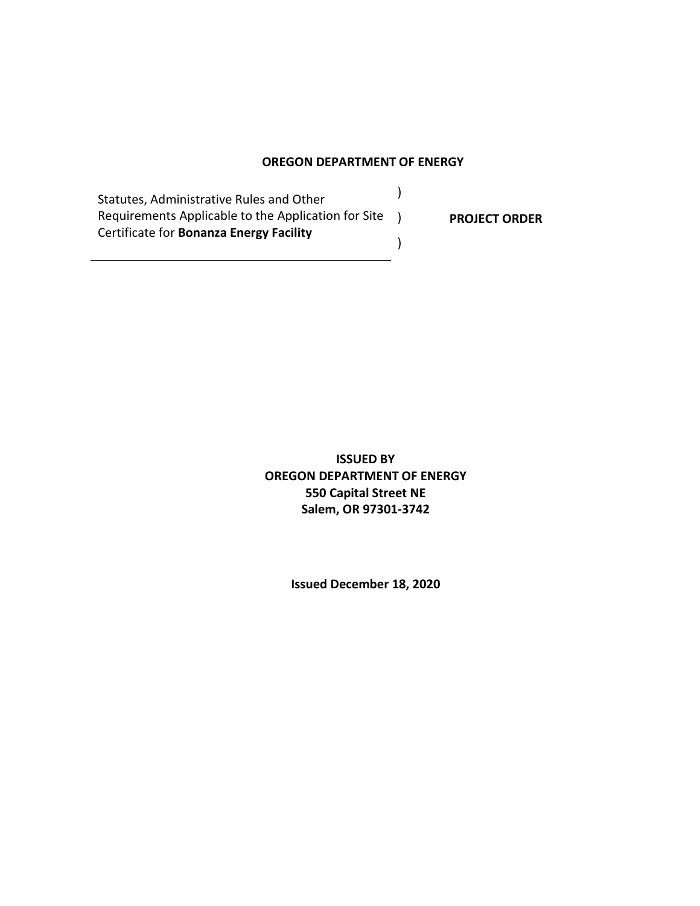**OREGON DEPARTMENT OF ENERGY**

| | | |
|---|---|---|
| Statutes, Administrative Rules and Other Requirements Applicable to the Application for Site Certificate for **Bonanza Energy Facility** | )<br>)<br>) | **PROJECT ORDER** |

**ISSUED BY**
**OREGON DEPARTMENT OF ENERGY**
**550 Capital Street NE**
**Salem, OR 97301-3742**

**Issued December 18, 2020**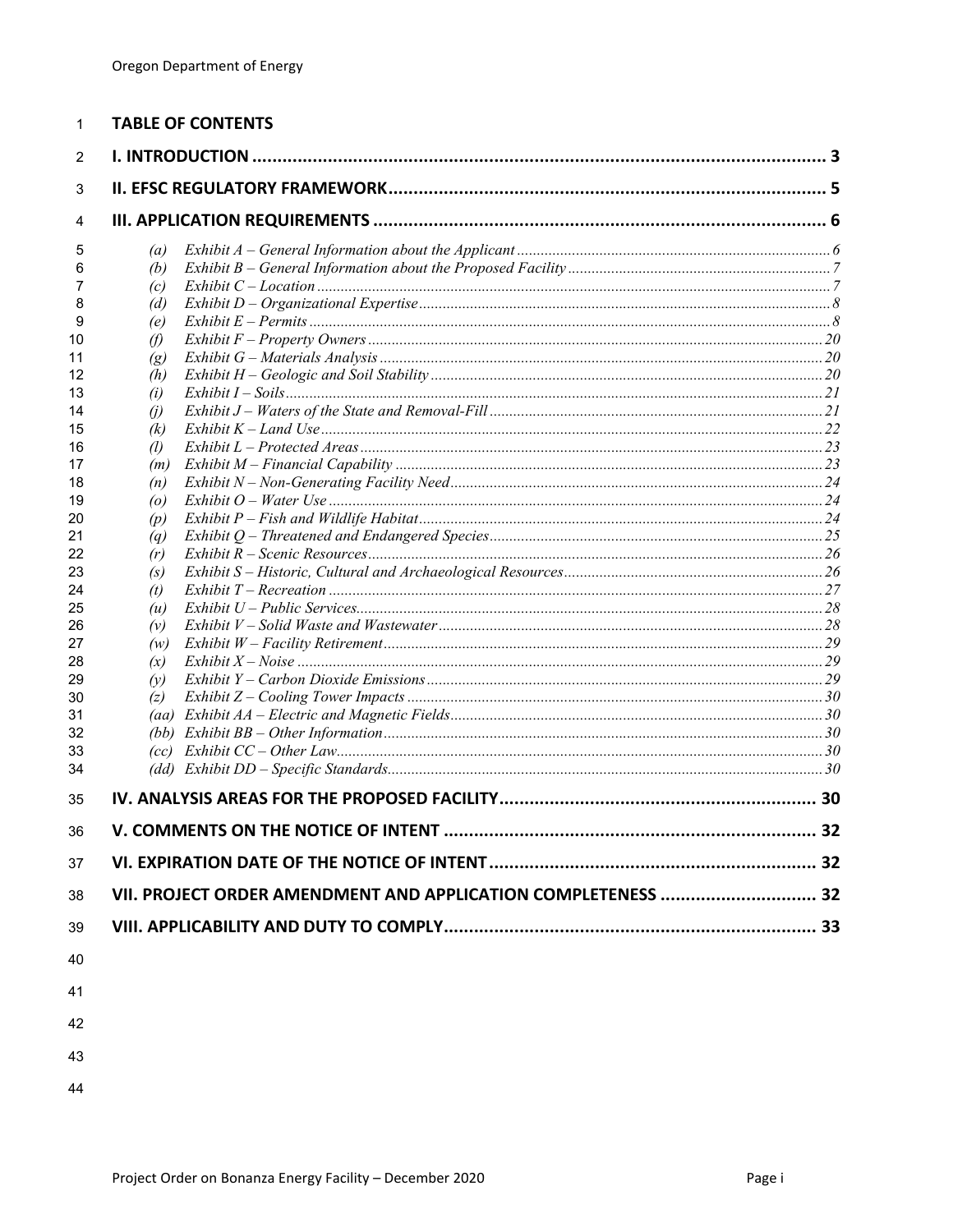# TABLE OF CONTENTS

**I. INTRODUCTION** ..... 3

**II. EFSC REGULATORY FRAMEWORK** ..... 5

**III. APPLICATION REQUIREMENTS** ..... 6

- *(a) Exhibit A – General Information about the Applicant* ..... 6
- *(b) Exhibit B – General Information about the Proposed Facility* ..... 7
- *(c) Exhibit C – Location* ..... 7
- *(d) Exhibit D – Organizational Expertise* ..... 8
- *(e) Exhibit E – Permits* ..... 8
- *(f) Exhibit F – Property Owners* ..... 20
- *(g) Exhibit G – Materials Analysis* ..... 20
- *(h) Exhibit H – Geologic and Soil Stability* ..... 20
- *(i) Exhibit I – Soils* ..... 21
- *(j) Exhibit J – Waters of the State and Removal-Fill* ..... 21
- *(k) Exhibit K – Land Use* ..... 22
- *(l) Exhibit L – Protected Areas* ..... 23
- *(m) Exhibit M – Financial Capability* ..... 23
- *(n) Exhibit N – Non-Generating Facility Need* ..... 24
- *(o) Exhibit O – Water Use* ..... 24
- *(p) Exhibit P – Fish and Wildlife Habitat* ..... 24
- *(q) Exhibit Q – Threatened and Endangered Species* ..... 25
- *(r) Exhibit R – Scenic Resources* ..... 26
- *(s) Exhibit S – Historic, Cultural and Archaeological Resources* ..... 26
- *(t) Exhibit T – Recreation* ..... 27
- *(u) Exhibit U – Public Services* ..... 28
- *(v) Exhibit V – Solid Waste and Wastewater* ..... 28
- *(w) Exhibit W – Facility Retirement* ..... 29
- *(x) Exhibit X – Noise* ..... 29
- *(y) Exhibit Y – Carbon Dioxide Emissions* ..... 29
- *(z) Exhibit Z – Cooling Tower Impacts* ..... 30
- *(aa) Exhibit AA – Electric and Magnetic Fields* ..... 30
- *(bb) Exhibit BB – Other Information* ..... 30
- *(cc) Exhibit CC – Other Law* ..... 30
- *(dd) Exhibit DD – Specific Standards* ..... 30

**IV. ANALYSIS AREAS FOR THE PROPOSED FACILITY** ..... 30

**V. COMMENTS ON THE NOTICE OF INTENT** ..... 32

**VI. EXPIRATION DATE OF THE NOTICE OF INTENT** ..... 32

**VII. PROJECT ORDER AMENDMENT AND APPLICATION COMPLETENESS** ..... 32

**VIII. APPLICABILITY AND DUTY TO COMPLY** ..... 33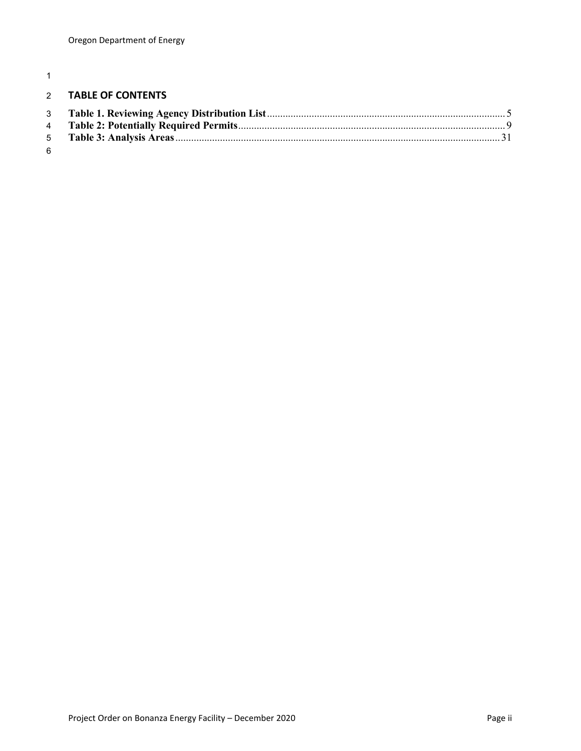## TABLE OF CONTENTS

**Table 1. Reviewing Agency Distribution List** .......... 5

**Table 2: Potentially Required Permits** .......... 9

**Table 3: Analysis Areas** .......... 31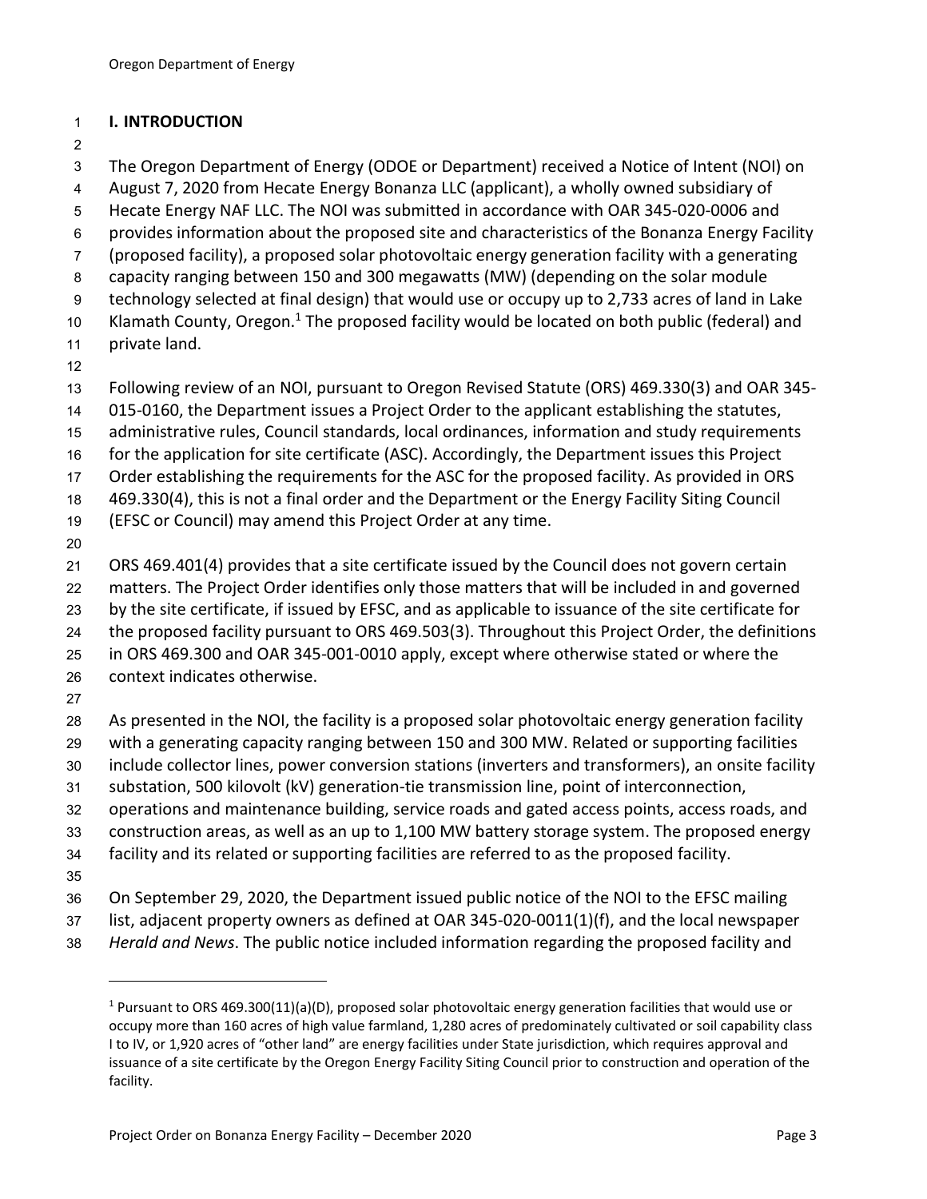## I. INTRODUCTION

The Oregon Department of Energy (ODOE or Department) received a Notice of Intent (NOI) on August 7, 2020 from Hecate Energy Bonanza LLC (applicant), a wholly owned subsidiary of Hecate Energy NAF LLC. The NOI was submitted in accordance with OAR 345-020-0006 and provides information about the proposed site and characteristics of the Bonanza Energy Facility (proposed facility), a proposed solar photovoltaic energy generation facility with a generating capacity ranging between 150 and 300 megawatts (MW) (depending on the solar module technology selected at final design) that would use or occupy up to 2,733 acres of land in Lake Klamath County, Oregon.[1] The proposed facility would be located on both public (federal) and private land.

Following review of an NOI, pursuant to Oregon Revised Statute (ORS) 469.330(3) and OAR 345-015-0160, the Department issues a Project Order to the applicant establishing the statutes, administrative rules, Council standards, local ordinances, information and study requirements for the application for site certificate (ASC). Accordingly, the Department issues this Project Order establishing the requirements for the ASC for the proposed facility. As provided in ORS 469.330(4), this is not a final order and the Department or the Energy Facility Siting Council (EFSC or Council) may amend this Project Order at any time.

ORS 469.401(4) provides that a site certificate issued by the Council does not govern certain matters. The Project Order identifies only those matters that will be included in and governed by the site certificate, if issued by EFSC, and as applicable to issuance of the site certificate for the proposed facility pursuant to ORS 469.503(3). Throughout this Project Order, the definitions in ORS 469.300 and OAR 345-001-0010 apply, except where otherwise stated or where the context indicates otherwise.

As presented in the NOI, the facility is a proposed solar photovoltaic energy generation facility with a generating capacity ranging between 150 and 300 MW. Related or supporting facilities include collector lines, power conversion stations (inverters and transformers), an onsite facility substation, 500 kilovolt (kV) generation-tie transmission line, point of interconnection, operations and maintenance building, service roads and gated access points, access roads, and construction areas, as well as an up to 1,100 MW battery storage system. The proposed energy facility and its related or supporting facilities are referred to as the proposed facility.

On September 29, 2020, the Department issued public notice of the NOI to the EFSC mailing list, adjacent property owners as defined at OAR 345-020-0011(1)(f), and the local newspaper *Herald and News*. The public notice included information regarding the proposed facility and

---

[1] Pursuant to ORS 469.300(11)(a)(D), proposed solar photovoltaic energy generation facilities that would use or occupy more than 160 acres of high value farmland, 1,280 acres of predominately cultivated or soil capability class I to IV, or 1,920 acres of "other land" are energy facilities under State jurisdiction, which requires approval and issuance of a site certificate by the Oregon Energy Facility Siting Council prior to construction and operation of the facility.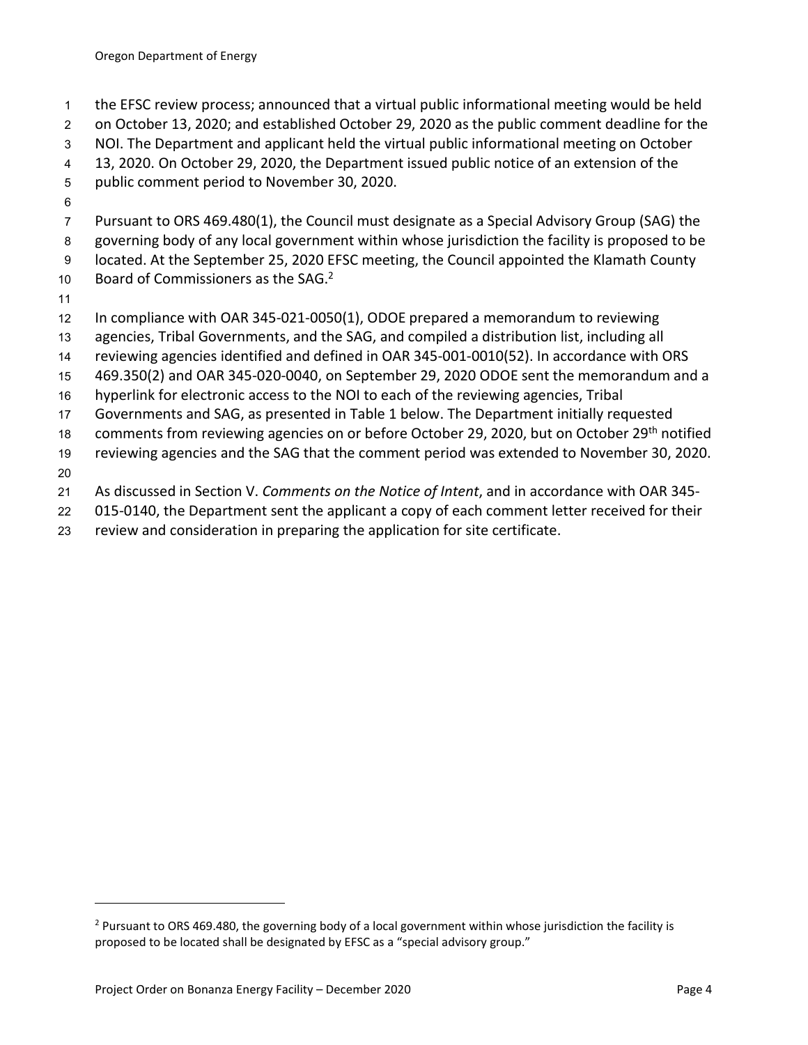the EFSC review process; announced that a virtual public informational meeting would be held on October 13, 2020; and established October 29, 2020 as the public comment deadline for the NOI. The Department and applicant held the virtual public informational meeting on October 13, 2020. On October 29, 2020, the Department issued public notice of an extension of the public comment period to November 30, 2020.

Pursuant to ORS 469.480(1), the Council must designate as a Special Advisory Group (SAG) the governing body of any local government within whose jurisdiction the facility is proposed to be located. At the September 25, 2020 EFSC meeting, the Council appointed the Klamath County Board of Commissioners as the SAG.[2]

In compliance with OAR 345-021-0050(1), ODOE prepared a memorandum to reviewing agencies, Tribal Governments, and the SAG, and compiled a distribution list, including all reviewing agencies identified and defined in OAR 345-001-0010(52). In accordance with ORS 469.350(2) and OAR 345-020-0040, on September 29, 2020 ODOE sent the memorandum and a hyperlink for electronic access to the NOI to each of the reviewing agencies, Tribal Governments and SAG, as presented in Table 1 below. The Department initially requested comments from reviewing agencies on or before October 29, 2020, but on October 29th notified reviewing agencies and the SAG that the comment period was extended to November 30, 2020.

As discussed in Section V. *Comments on the Notice of Intent*, and in accordance with OAR 345-015-0140, the Department sent the applicant a copy of each comment letter received for their review and consideration in preparing the application for site certificate.

[2] Pursuant to ORS 469.480, the governing body of a local government within whose jurisdiction the facility is proposed to be located shall be designated by EFSC as a "special advisory group."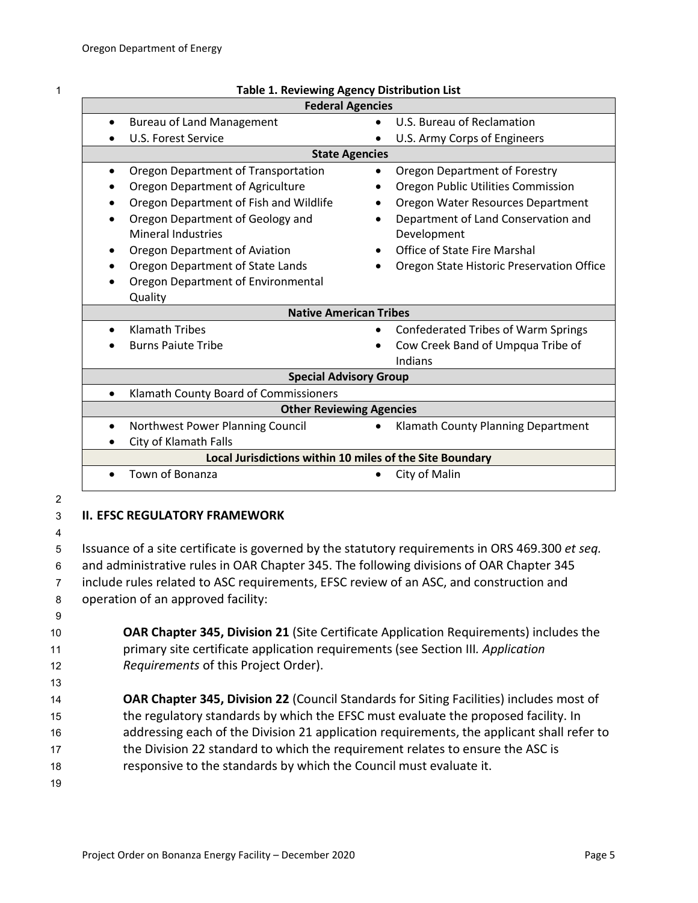**Table 1. Reviewing Agency Distribution List**

| | |
|---|---|
| **Federal Agencies** | |
| • Bureau of Land Management | • U.S. Bureau of Reclamation |
| • U.S. Forest Service | • U.S. Army Corps of Engineers |
| **State Agencies** | |
| • Oregon Department of Transportation | • Oregon Department of Forestry |
| • Oregon Department of Agriculture | • Oregon Public Utilities Commission |
| • Oregon Department of Fish and Wildlife | • Oregon Water Resources Department |
| • Oregon Department of Geology and Mineral Industries | • Department of Land Conservation and Development |
| • Oregon Department of Aviation | • Office of State Fire Marshal |
| • Oregon Department of State Lands | • Oregon State Historic Preservation Office |
| • Oregon Department of Environmental Quality | |
| **Native American Tribes** | |
| • Klamath Tribes | • Confederated Tribes of Warm Springs |
| • Burns Paiute Tribe | • Cow Creek Band of Umpqua Tribe of Indians |
| **Special Advisory Group** | |
| • Klamath County Board of Commissioners | |
| **Other Reviewing Agencies** | |
| • Northwest Power Planning Council | • Klamath County Planning Department |
| • City of Klamath Falls | |
| **Local Jurisdictions within 10 miles of the Site Boundary** | |
| • Town of Bonanza | • City of Malin |

## II. EFSC REGULATORY FRAMEWORK

Issuance of a site certificate is governed by the statutory requirements in ORS 469.300 *et seq.* and administrative rules in OAR Chapter 345. The following divisions of OAR Chapter 345 include rules related to ASC requirements, EFSC review of an ASC, and construction and operation of an approved facility:

**OAR Chapter 345, Division 21** (Site Certificate Application Requirements) includes the primary site certificate application requirements (see Section III. *Application Requirements* of this Project Order).

**OAR Chapter 345, Division 22** (Council Standards for Siting Facilities) includes most of the regulatory standards by which the EFSC must evaluate the proposed facility. In addressing each of the Division 21 application requirements, the applicant shall refer to the Division 22 standard to which the requirement relates to ensure the ASC is responsive to the standards by which the Council must evaluate it.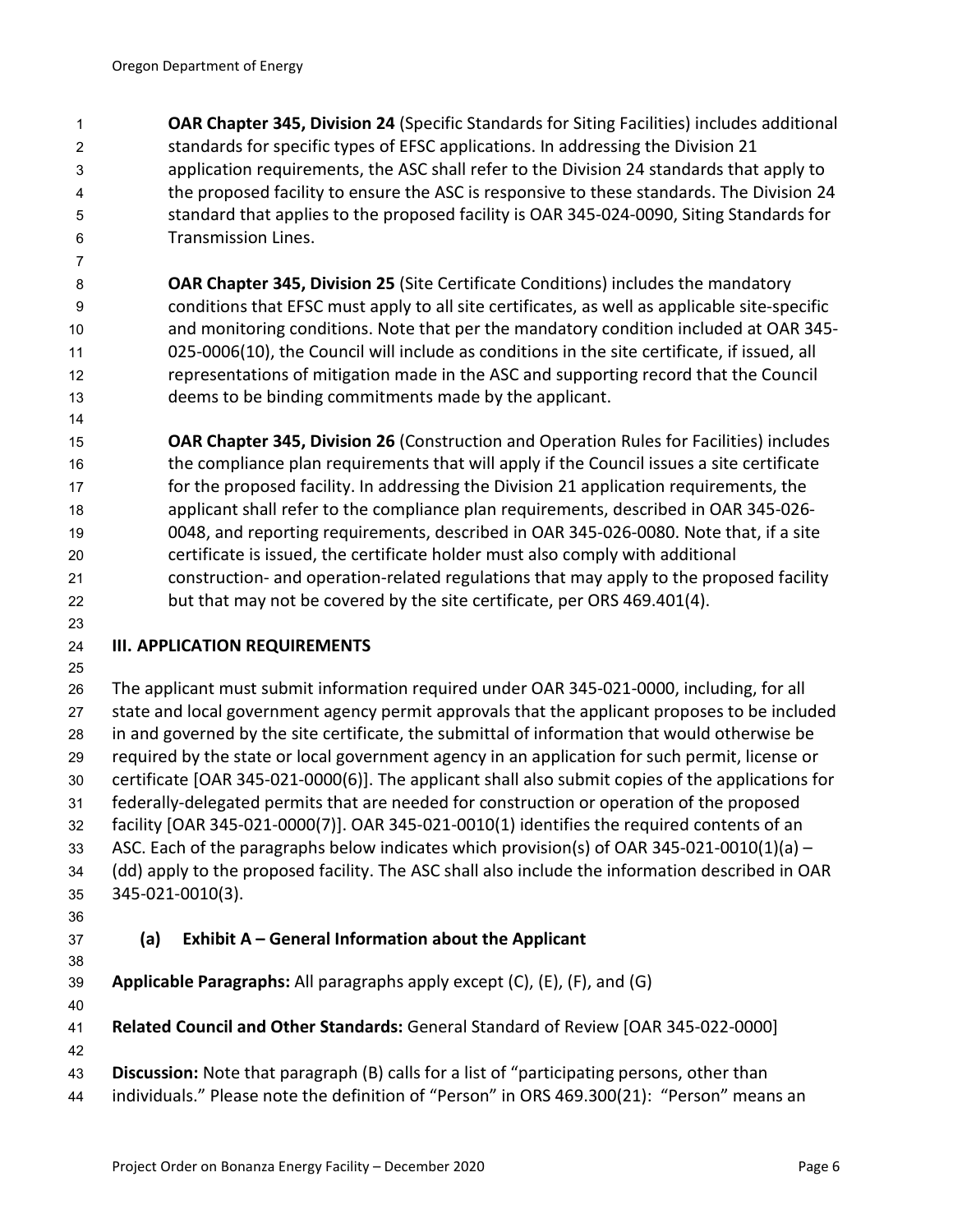**OAR Chapter 345, Division 24** (Specific Standards for Siting Facilities) includes additional standards for specific types of EFSC applications. In addressing the Division 21 application requirements, the ASC shall refer to the Division 24 standards that apply to the proposed facility to ensure the ASC is responsive to these standards. The Division 24 standard that applies to the proposed facility is OAR 345-024-0090, Siting Standards for Transmission Lines.

**OAR Chapter 345, Division 25** (Site Certificate Conditions) includes the mandatory conditions that EFSC must apply to all site certificates, as well as applicable site-specific and monitoring conditions. Note that per the mandatory condition included at OAR 345-025-0006(10), the Council will include as conditions in the site certificate, if issued, all representations of mitigation made in the ASC and supporting record that the Council deems to be binding commitments made by the applicant.

**OAR Chapter 345, Division 26** (Construction and Operation Rules for Facilities) includes the compliance plan requirements that will apply if the Council issues a site certificate for the proposed facility. In addressing the Division 21 application requirements, the applicant shall refer to the compliance plan requirements, described in OAR 345-026-0048, and reporting requirements, described in OAR 345-026-0080. Note that, if a site certificate is issued, the certificate holder must also comply with additional construction- and operation-related regulations that may apply to the proposed facility but that may not be covered by the site certificate, per ORS 469.401(4).

## III. APPLICATION REQUIREMENTS

The applicant must submit information required under OAR 345-021-0000, including, for all state and local government agency permit approvals that the applicant proposes to be included in and governed by the site certificate, the submittal of information that would otherwise be required by the state or local government agency in an application for such permit, license or certificate [OAR 345-021-0000(6)]. The applicant shall also submit copies of the applications for federally-delegated permits that are needed for construction or operation of the proposed facility [OAR 345-021-0000(7)]. OAR 345-021-0010(1) identifies the required contents of an ASC. Each of the paragraphs below indicates which provision(s) of OAR 345-021-0010(1)(a) – (dd) apply to the proposed facility. The ASC shall also include the information described in OAR 345-021-0010(3).

### (a) Exhibit A – General Information about the Applicant

**Applicable Paragraphs:** All paragraphs apply except (C), (E), (F), and (G)

**Related Council and Other Standards:** General Standard of Review [OAR 345-022-0000]

**Discussion:** Note that paragraph (B) calls for a list of "participating persons, other than individuals." Please note the definition of "Person" in ORS 469.300(21): "Person" means an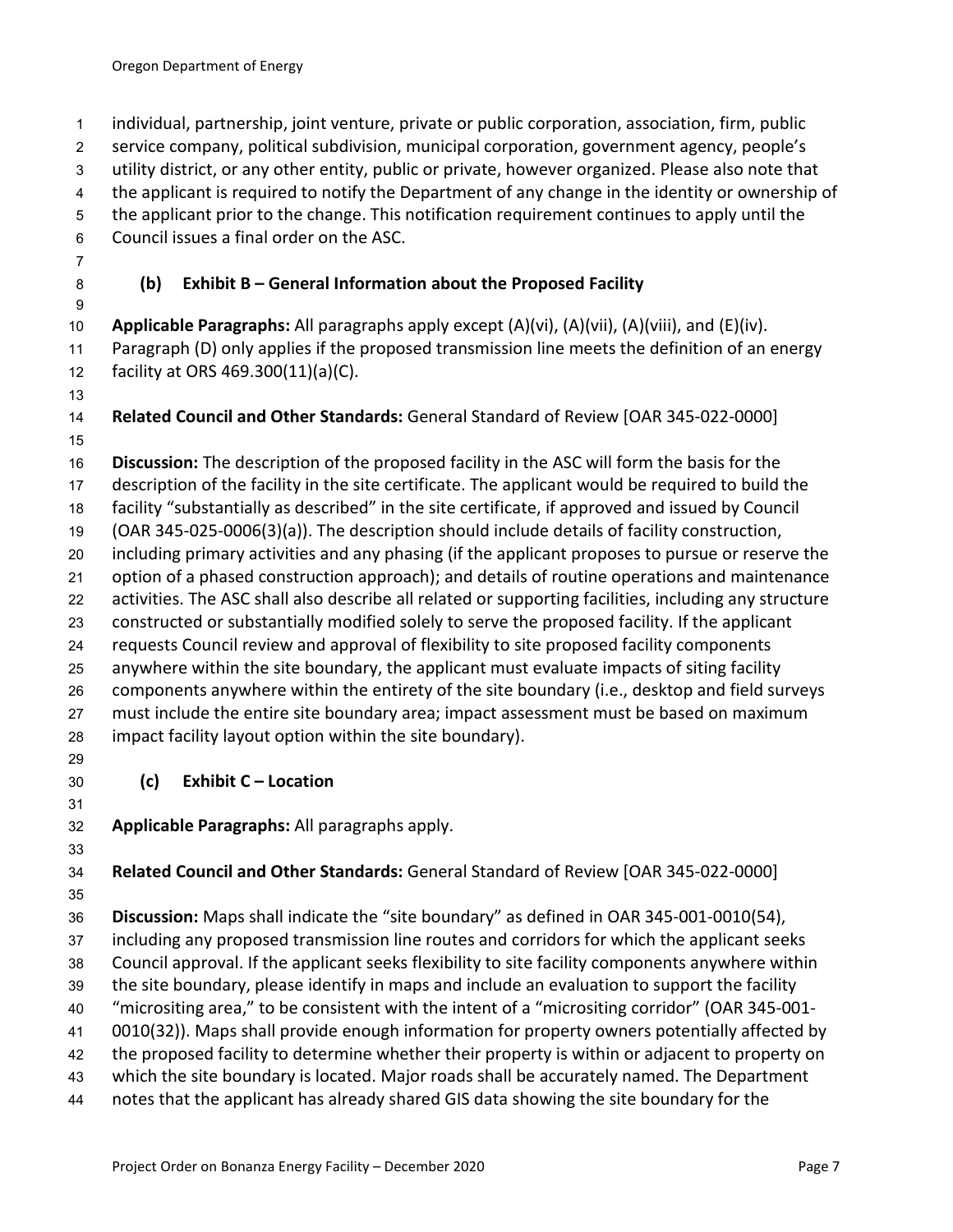individual, partnership, joint venture, private or public corporation, association, firm, public service company, political subdivision, municipal corporation, government agency, people's utility district, or any other entity, public or private, however organized. Please also note that the applicant is required to notify the Department of any change in the identity or ownership of the applicant prior to the change. This notification requirement continues to apply until the Council issues a final order on the ASC.

### (b) Exhibit B – General Information about the Proposed Facility

**Applicable Paragraphs:** All paragraphs apply except (A)(vi), (A)(vii), (A)(viii), and (E)(iv). Paragraph (D) only applies if the proposed transmission line meets the definition of an energy facility at ORS 469.300(11)(a)(C).

**Related Council and Other Standards:** General Standard of Review [OAR 345-022-0000]

**Discussion:** The description of the proposed facility in the ASC will form the basis for the description of the facility in the site certificate. The applicant would be required to build the facility "substantially as described" in the site certificate, if approved and issued by Council (OAR 345-025-0006(3)(a)). The description should include details of facility construction, including primary activities and any phasing (if the applicant proposes to pursue or reserve the option of a phased construction approach); and details of routine operations and maintenance activities. The ASC shall also describe all related or supporting facilities, including any structure constructed or substantially modified solely to serve the proposed facility. If the applicant requests Council review and approval of flexibility to site proposed facility components anywhere within the site boundary, the applicant must evaluate impacts of siting facility components anywhere within the entirety of the site boundary (i.e., desktop and field surveys must include the entire site boundary area; impact assessment must be based on maximum impact facility layout option within the site boundary).

### (c) Exhibit C – Location

**Applicable Paragraphs:** All paragraphs apply.

**Related Council and Other Standards:** General Standard of Review [OAR 345-022-0000]

**Discussion:** Maps shall indicate the "site boundary" as defined in OAR 345-001-0010(54), including any proposed transmission line routes and corridors for which the applicant seeks Council approval. If the applicant seeks flexibility to site facility components anywhere within the site boundary, please identify in maps and include an evaluation to support the facility "micrositing area," to be consistent with the intent of a "micrositing corridor" (OAR 345-001-0010(32)). Maps shall provide enough information for property owners potentially affected by the proposed facility to determine whether their property is within or adjacent to property on which the site boundary is located. Major roads shall be accurately named. The Department notes that the applicant has already shared GIS data showing the site boundary for the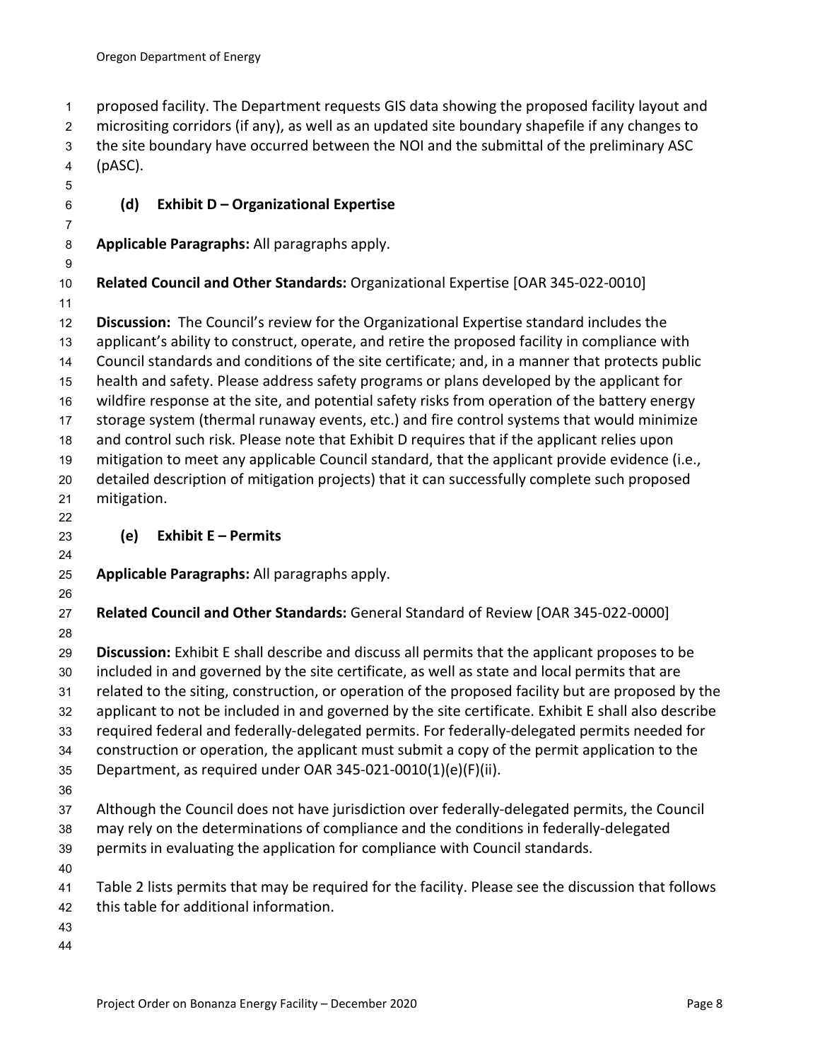proposed facility. The Department requests GIS data showing the proposed facility layout and micrositing corridors (if any), as well as an updated site boundary shapefile if any changes to the site boundary have occurred between the NOI and the submittal of the preliminary ASC (pASC).

### (d) Exhibit D – Organizational Expertise

**Applicable Paragraphs:** All paragraphs apply.

**Related Council and Other Standards:** Organizational Expertise [OAR 345-022-0010]

**Discussion:** The Council's review for the Organizational Expertise standard includes the applicant's ability to construct, operate, and retire the proposed facility in compliance with Council standards and conditions of the site certificate; and, in a manner that protects public health and safety. Please address safety programs or plans developed by the applicant for wildfire response at the site, and potential safety risks from operation of the battery energy storage system (thermal runaway events, etc.) and fire control systems that would minimize and control such risk. Please note that Exhibit D requires that if the applicant relies upon mitigation to meet any applicable Council standard, that the applicant provide evidence (i.e., detailed description of mitigation projects) that it can successfully complete such proposed mitigation.

### (e) Exhibit E – Permits

**Applicable Paragraphs:** All paragraphs apply.

**Related Council and Other Standards:** General Standard of Review [OAR 345-022-0000]

**Discussion:** Exhibit E shall describe and discuss all permits that the applicant proposes to be included in and governed by the site certificate, as well as state and local permits that are related to the siting, construction, or operation of the proposed facility but are proposed by the applicant to not be included in and governed by the site certificate. Exhibit E shall also describe required federal and federally-delegated permits. For federally-delegated permits needed for construction or operation, the applicant must submit a copy of the permit application to the Department, as required under OAR 345-021-0010(1)(e)(F)(ii).

Although the Council does not have jurisdiction over federally-delegated permits, the Council may rely on the determinations of compliance and the conditions in federally-delegated permits in evaluating the application for compliance with Council standards.

Table 2 lists permits that may be required for the facility. Please see the discussion that follows this table for additional information.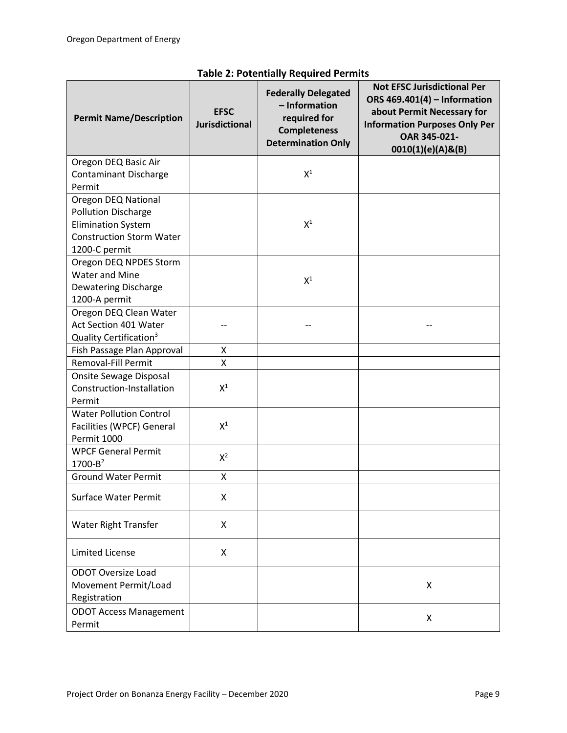**Table 2: Potentially Required Permits**

| Permit Name/Description | EFSC Jurisdictional | Federally Delegated – Information required for Completeness Determination Only | Not EFSC Jurisdictional Per ORS 469.401(4) – Information about Permit Necessary for Information Purposes Only Per OAR 345-021-0010(1)(e)(A)&(B) |
|---|---|---|---|
| Oregon DEQ Basic Air Contaminant Discharge Permit | | X[1] | |
| Oregon DEQ National Pollution Discharge Elimination System Construction Storm Water 1200-C permit | | X[1] | |
| Oregon DEQ NPDES Storm Water and Mine Dewatering Discharge 1200-A permit | | X[1] | |
| Oregon DEQ Clean Water Act Section 401 Water Quality Certification[3] | -- | -- | -- |
| Fish Passage Plan Approval | X | | |
| Removal-Fill Permit | X | | |
| Onsite Sewage Disposal Construction-Installation Permit | X[1] | | |
| Water Pollution Control Facilities (WPCF) General Permit 1000 | X[1] | | |
| WPCF General Permit 1700-B[2] | X[2] | | |
| Ground Water Permit | X | | |
| Surface Water Permit | X | | |
| Water Right Transfer | X | | |
| Limited License | X | | |
| ODOT Oversize Load Movement Permit/Load Registration | | | X |
| ODOT Access Management Permit | | | X |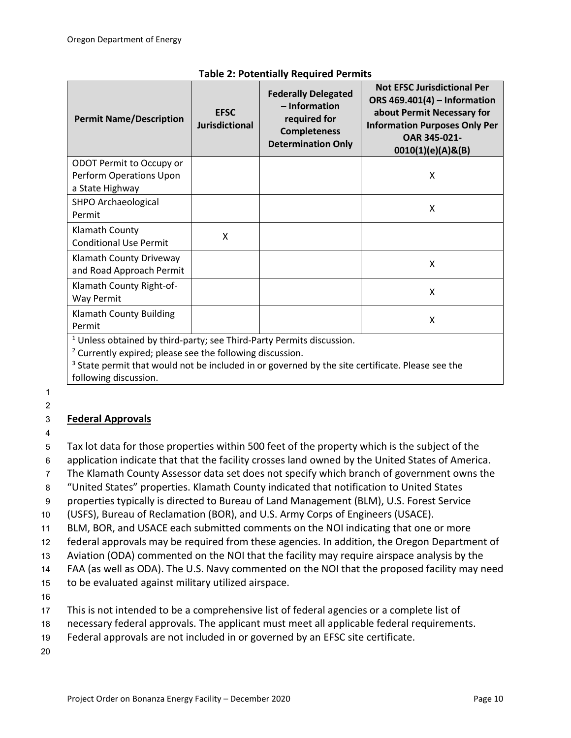**Table 2: Potentially Required Permits**

| Permit Name/Description | EFSC Jurisdictional | Federally Delegated – Information required for Completeness Determination Only | Not EFSC Jurisdictional Per ORS 469.401(4) – Information about Permit Necessary for Information Purposes Only Per OAR 345-021-0010(1)(e)(A)&(B) |
|---|---|---|---|
| ODOT Permit to Occupy or Perform Operations Upon a State Highway | | | X |
| SHPO Archaeological Permit | | | X |
| Klamath County Conditional Use Permit | X | | |
| Klamath County Driveway and Road Approach Permit | | | X |
| Klamath County Right-of-Way Permit | | | X |
| Klamath County Building Permit | | | X |

[1] Unless obtained by third-party; see Third-Party Permits discussion.
[2] Currently expired; please see the following discussion.
[3] State permit that would not be included in or governed by the site certificate. Please see the following discussion.

**Federal Approvals**

Tax lot data for those properties within 500 feet of the property which is the subject of the application indicate that that the facility crosses land owned by the United States of America. The Klamath County Assessor data set does not specify which branch of government owns the "United States" properties. Klamath County indicated that notification to United States properties typically is directed to Bureau of Land Management (BLM), U.S. Forest Service (USFS), Bureau of Reclamation (BOR), and U.S. Army Corps of Engineers (USACE). BLM, BOR, and USACE each submitted comments on the NOI indicating that one or more federal approvals may be required from these agencies. In addition, the Oregon Department of Aviation (ODA) commented on the NOI that the facility may require airspace analysis by the FAA (as well as ODA). The U.S. Navy commented on the NOI that the proposed facility may need to be evaluated against military utilized airspace.

This is not intended to be a comprehensive list of federal agencies or a complete list of necessary federal approvals. The applicant must meet all applicable federal requirements. Federal approvals are not included in or governed by an EFSC site certificate.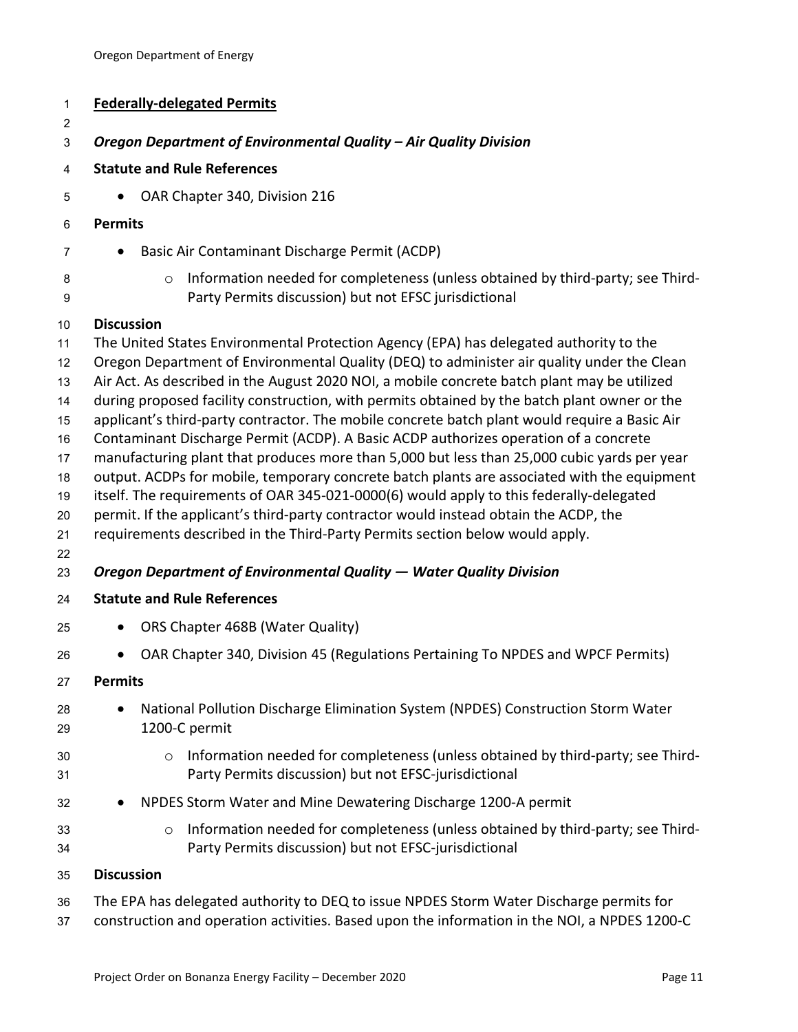## Federally-delegated Permits

### *Oregon Department of Environmental Quality – Air Quality Division*

**Statute and Rule References**

- OAR Chapter 340, Division 216

**Permits**

- Basic Air Contaminant Discharge Permit (ACDP)
  - Information needed for completeness (unless obtained by third-party; see Third-Party Permits discussion) but not EFSC jurisdictional

**Discussion**

The United States Environmental Protection Agency (EPA) has delegated authority to the Oregon Department of Environmental Quality (DEQ) to administer air quality under the Clean Air Act. As described in the August 2020 NOI, a mobile concrete batch plant may be utilized during proposed facility construction, with permits obtained by the batch plant owner or the applicant's third-party contractor. The mobile concrete batch plant would require a Basic Air Contaminant Discharge Permit (ACDP). A Basic ACDP authorizes operation of a concrete manufacturing plant that produces more than 5,000 but less than 25,000 cubic yards per year output. ACDPs for mobile, temporary concrete batch plants are associated with the equipment itself. The requirements of OAR 345-021-0000(6) would apply to this federally-delegated permit. If the applicant's third-party contractor would instead obtain the ACDP, the requirements described in the Third-Party Permits section below would apply.

### *Oregon Department of Environmental Quality — Water Quality Division*

**Statute and Rule References**

- ORS Chapter 468B (Water Quality)
- OAR Chapter 340, Division 45 (Regulations Pertaining To NPDES and WPCF Permits)

**Permits**

- National Pollution Discharge Elimination System (NPDES) Construction Storm Water 1200-C permit
  - Information needed for completeness (unless obtained by third-party; see Third-Party Permits discussion) but not EFSC-jurisdictional
- NPDES Storm Water and Mine Dewatering Discharge 1200-A permit
  - Information needed for completeness (unless obtained by third-party; see Third-Party Permits discussion) but not EFSC-jurisdictional

**Discussion**

The EPA has delegated authority to DEQ to issue NPDES Storm Water Discharge permits for construction and operation activities. Based upon the information in the NOI, a NPDES 1200-C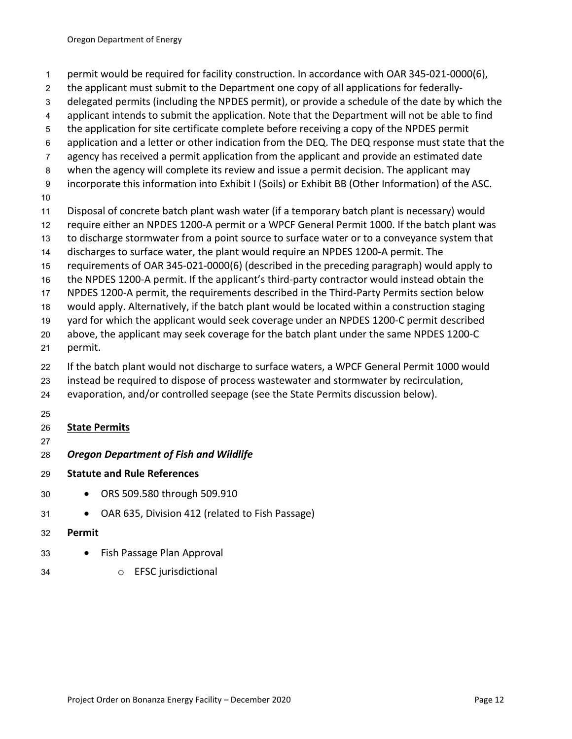permit would be required for facility construction. In accordance with OAR 345-021-0000(6), the applicant must submit to the Department one copy of all applications for federally-delegated permits (including the NPDES permit), or provide a schedule of the date by which the applicant intends to submit the application. Note that the Department will not be able to find the application for site certificate complete before receiving a copy of the NPDES permit application and a letter or other indication from the DEQ. The DEQ response must state that the agency has received a permit application from the applicant and provide an estimated date when the agency will complete its review and issue a permit decision. The applicant may incorporate this information into Exhibit I (Soils) or Exhibit BB (Other Information) of the ASC.

Disposal of concrete batch plant wash water (if a temporary batch plant is necessary) would require either an NPDES 1200-A permit or a WPCF General Permit 1000. If the batch plant was to discharge stormwater from a point source to surface water or to a conveyance system that discharges to surface water, the plant would require an NPDES 1200-A permit. The requirements of OAR 345-021-0000(6) (described in the preceding paragraph) would apply to the NPDES 1200-A permit. If the applicant's third-party contractor would instead obtain the NPDES 1200-A permit, the requirements described in the Third-Party Permits section below would apply. Alternatively, if the batch plant would be located within a construction staging yard for which the applicant would seek coverage under an NPDES 1200-C permit described above, the applicant may seek coverage for the batch plant under the same NPDES 1200-C permit.

If the batch plant would not discharge to surface waters, a WPCF General Permit 1000 would instead be required to dispose of process wastewater and stormwater by recirculation, evaporation, and/or controlled seepage (see the State Permits discussion below).

## State Permits

### *Oregon Department of Fish and Wildlife*

**Statute and Rule References**

- ORS 509.580 through 509.910
- OAR 635, Division 412 (related to Fish Passage)

**Permit**

- Fish Passage Plan Approval
    - EFSC jurisdictional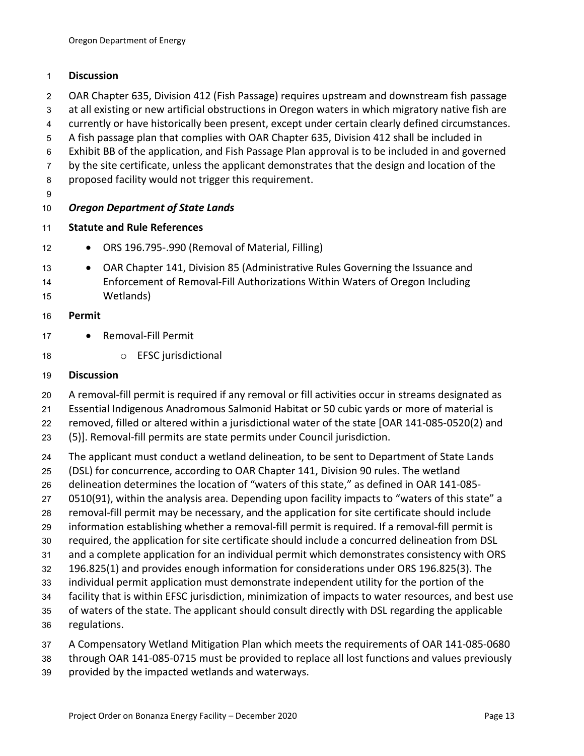**Discussion**

OAR Chapter 635, Division 412 (Fish Passage) requires upstream and downstream fish passage at all existing or new artificial obstructions in Oregon waters in which migratory native fish are currently or have historically been present, except under certain clearly defined circumstances. A fish passage plan that complies with OAR Chapter 635, Division 412 shall be included in Exhibit BB of the application, and Fish Passage Plan approval is to be included in and governed by the site certificate, unless the applicant demonstrates that the design and location of the proposed facility would not trigger this requirement.

***Oregon Department of State Lands***

**Statute and Rule References**

- ORS 196.795-.990 (Removal of Material, Filling)
- OAR Chapter 141, Division 85 (Administrative Rules Governing the Issuance and Enforcement of Removal-Fill Authorizations Within Waters of Oregon Including Wetlands)

**Permit**

- Removal-Fill Permit
  - EFSC jurisdictional

**Discussion**

A removal-fill permit is required if any removal or fill activities occur in streams designated as Essential Indigenous Anadromous Salmonid Habitat or 50 cubic yards or more of material is removed, filled or altered within a jurisdictional water of the state [OAR 141-085-0520(2) and (5)]. Removal-fill permits are state permits under Council jurisdiction.

The applicant must conduct a wetland delineation, to be sent to Department of State Lands (DSL) for concurrence, according to OAR Chapter 141, Division 90 rules. The wetland delineation determines the location of "waters of this state," as defined in OAR 141-085-0510(91), within the analysis area. Depending upon facility impacts to "waters of this state" a removal-fill permit may be necessary, and the application for site certificate should include information establishing whether a removal-fill permit is required. If a removal-fill permit is required, the application for site certificate should include a concurred delineation from DSL and a complete application for an individual permit which demonstrates consistency with ORS 196.825(1) and provides enough information for considerations under ORS 196.825(3). The individual permit application must demonstrate independent utility for the portion of the facility that is within EFSC jurisdiction, minimization of impacts to water resources, and best use of waters of the state. The applicant should consult directly with DSL regarding the applicable regulations.

A Compensatory Wetland Mitigation Plan which meets the requirements of OAR 141-085-0680 through OAR 141-085-0715 must be provided to replace all lost functions and values previously provided by the impacted wetlands and waterways.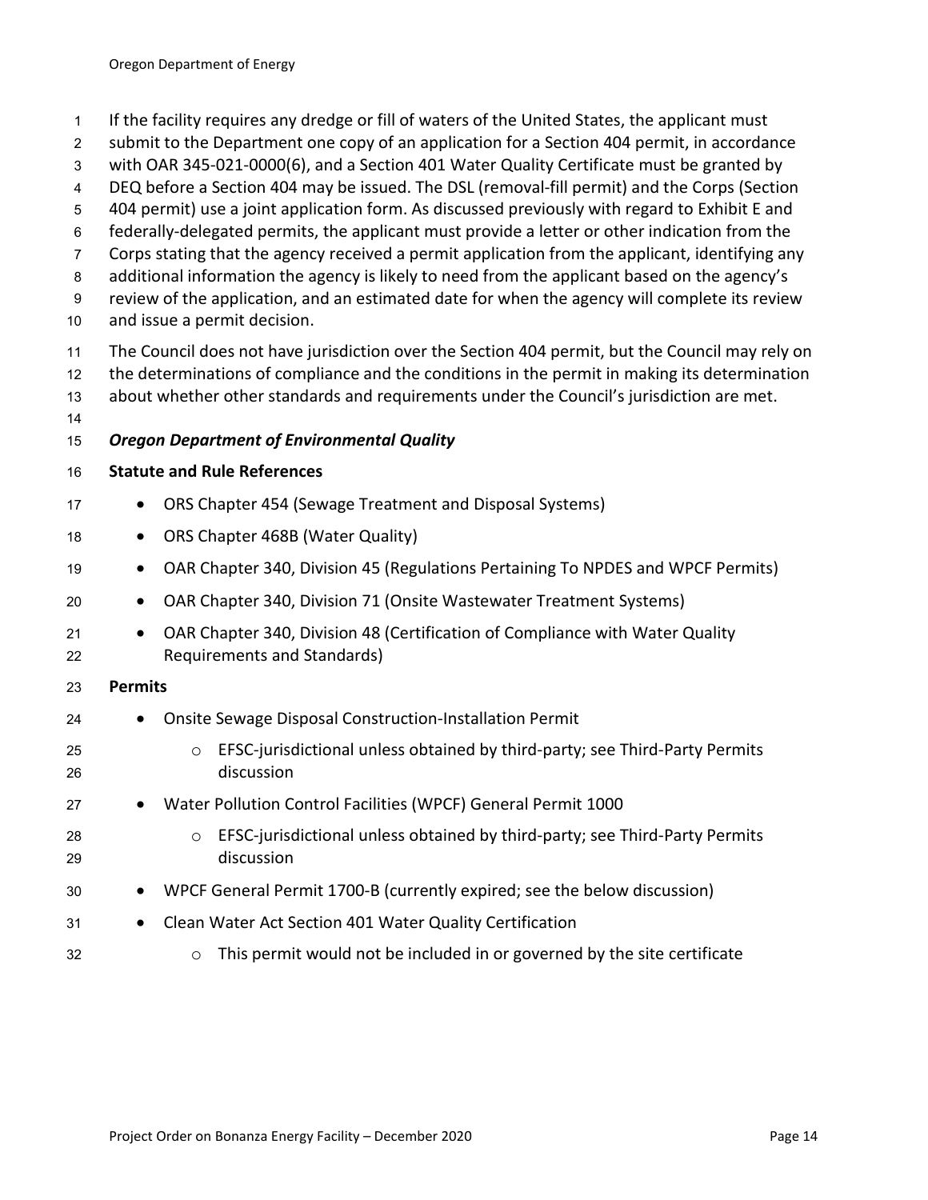If the facility requires any dredge or fill of waters of the United States, the applicant must submit to the Department one copy of an application for a Section 404 permit, in accordance with OAR 345-021-0000(6), and a Section 401 Water Quality Certificate must be granted by DEQ before a Section 404 may be issued. The DSL (removal-fill permit) and the Corps (Section 404 permit) use a joint application form. As discussed previously with regard to Exhibit E and federally-delegated permits, the applicant must provide a letter or other indication from the Corps stating that the agency received a permit application from the applicant, identifying any additional information the agency is likely to need from the applicant based on the agency's review of the application, and an estimated date for when the agency will complete its review and issue a permit decision.

The Council does not have jurisdiction over the Section 404 permit, but the Council may rely on the determinations of compliance and the conditions in the permit in making its determination about whether other standards and requirements under the Council's jurisdiction are met.

***Oregon Department of Environmental Quality***

**Statute and Rule References**

- ORS Chapter 454 (Sewage Treatment and Disposal Systems)
- ORS Chapter 468B (Water Quality)
- OAR Chapter 340, Division 45 (Regulations Pertaining To NPDES and WPCF Permits)
- OAR Chapter 340, Division 71 (Onsite Wastewater Treatment Systems)
- OAR Chapter 340, Division 48 (Certification of Compliance with Water Quality Requirements and Standards)

**Permits**

- Onsite Sewage Disposal Construction-Installation Permit
  - EFSC-jurisdictional unless obtained by third-party; see Third-Party Permits discussion
- Water Pollution Control Facilities (WPCF) General Permit 1000
  - EFSC-jurisdictional unless obtained by third-party; see Third-Party Permits discussion
- WPCF General Permit 1700-B (currently expired; see the below discussion)
- Clean Water Act Section 401 Water Quality Certification
  - This permit would not be included in or governed by the site certificate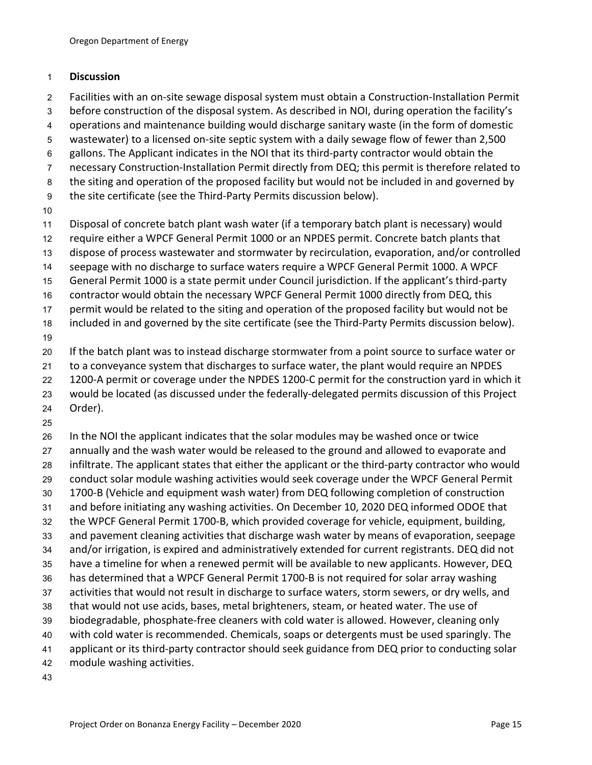**Discussion**

Facilities with an on-site sewage disposal system must obtain a Construction-Installation Permit before construction of the disposal system. As described in NOI, during operation the facility's operations and maintenance building would discharge sanitary waste (in the form of domestic wastewater) to a licensed on-site septic system with a daily sewage flow of fewer than 2,500 gallons. The Applicant indicates in the NOI that its third-party contractor would obtain the necessary Construction-Installation Permit directly from DEQ; this permit is therefore related to the siting and operation of the proposed facility but would not be included in and governed by the site certificate (see the Third-Party Permits discussion below).

Disposal of concrete batch plant wash water (if a temporary batch plant is necessary) would require either a WPCF General Permit 1000 or an NPDES permit. Concrete batch plants that dispose of process wastewater and stormwater by recirculation, evaporation, and/or controlled seepage with no discharge to surface waters require a WPCF General Permit 1000. A WPCF General Permit 1000 is a state permit under Council jurisdiction. If the applicant's third-party contractor would obtain the necessary WPCF General Permit 1000 directly from DEQ, this permit would be related to the siting and operation of the proposed facility but would not be included in and governed by the site certificate (see the Third-Party Permits discussion below).

If the batch plant was to instead discharge stormwater from a point source to surface water or to a conveyance system that discharges to surface water, the plant would require an NPDES 1200-A permit or coverage under the NPDES 1200-C permit for the construction yard in which it would be located (as discussed under the federally-delegated permits discussion of this Project Order).

In the NOI the applicant indicates that the solar modules may be washed once or twice annually and the wash water would be released to the ground and allowed to evaporate and infiltrate. The applicant states that either the applicant or the third-party contractor who would conduct solar module washing activities would seek coverage under the WPCF General Permit 1700-B (Vehicle and equipment wash water) from DEQ following completion of construction and before initiating any washing activities. On December 10, 2020 DEQ informed ODOE that the WPCF General Permit 1700-B, which provided coverage for vehicle, equipment, building, and pavement cleaning activities that discharge wash water by means of evaporation, seepage and/or irrigation, is expired and administratively extended for current registrants. DEQ did not have a timeline for when a renewed permit will be available to new applicants. However, DEQ has determined that a WPCF General Permit 1700-B is not required for solar array washing activities that would not result in discharge to surface waters, storm sewers, or dry wells, and that would not use acids, bases, metal brighteners, steam, or heated water. The use of biodegradable, phosphate-free cleaners with cold water is allowed. However, cleaning only with cold water is recommended. Chemicals, soaps or detergents must be used sparingly. The applicant or its third-party contractor should seek guidance from DEQ prior to conducting solar module washing activities.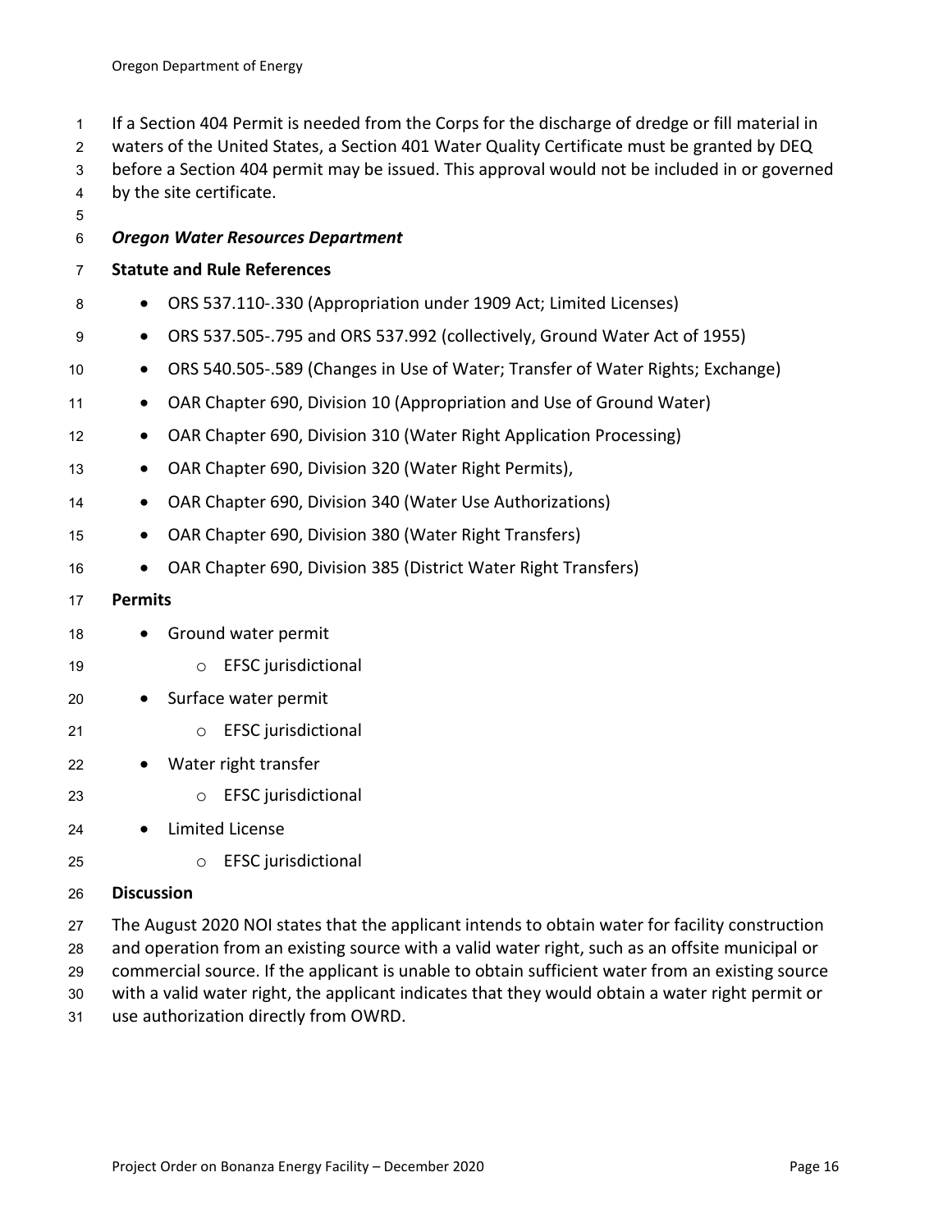If a Section 404 Permit is needed from the Corps for the discharge of dredge or fill material in waters of the United States, a Section 401 Water Quality Certificate must be granted by DEQ before a Section 404 permit may be issued. This approval would not be included in or governed by the site certificate.

***Oregon Water Resources Department***

**Statute and Rule References**

- ORS 537.110-.330 (Appropriation under 1909 Act; Limited Licenses)
- ORS 537.505-.795 and ORS 537.992 (collectively, Ground Water Act of 1955)
- ORS 540.505-.589 (Changes in Use of Water; Transfer of Water Rights; Exchange)
- OAR Chapter 690, Division 10 (Appropriation and Use of Ground Water)
- OAR Chapter 690, Division 310 (Water Right Application Processing)
- OAR Chapter 690, Division 320 (Water Right Permits),
- OAR Chapter 690, Division 340 (Water Use Authorizations)
- OAR Chapter 690, Division 380 (Water Right Transfers)
- OAR Chapter 690, Division 385 (District Water Right Transfers)

**Permits**

- Ground water permit
  - EFSC jurisdictional
- Surface water permit
  - EFSC jurisdictional
- Water right transfer
  - EFSC jurisdictional
- Limited License
  - EFSC jurisdictional

**Discussion**

The August 2020 NOI states that the applicant intends to obtain water for facility construction and operation from an existing source with a valid water right, such as an offsite municipal or commercial source. If the applicant is unable to obtain sufficient water from an existing source with a valid water right, the applicant indicates that they would obtain a water right permit or use authorization directly from OWRD.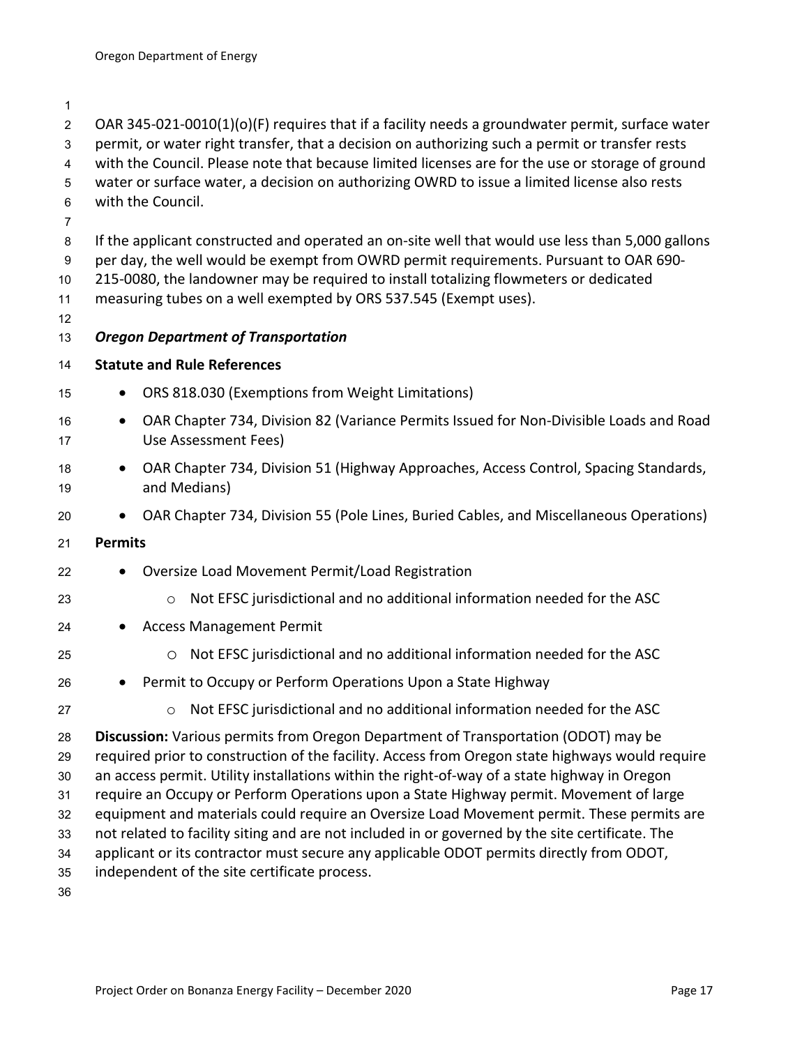OAR 345-021-0010(1)(o)(F) requires that if a facility needs a groundwater permit, surface water permit, or water right transfer, that a decision on authorizing such a permit or transfer rests with the Council. Please note that because limited licenses are for the use or storage of ground water or surface water, a decision on authorizing OWRD to issue a limited license also rests with the Council.

If the applicant constructed and operated an on-site well that would use less than 5,000 gallons per day, the well would be exempt from OWRD permit requirements. Pursuant to OAR 690-215-0080, the landowner may be required to install totalizing flowmeters or dedicated measuring tubes on a well exempted by ORS 537.545 (Exempt uses).

***Oregon Department of Transportation***

**Statute and Rule References**

- ORS 818.030 (Exemptions from Weight Limitations)
- OAR Chapter 734, Division 82 (Variance Permits Issued for Non-Divisible Loads and Road Use Assessment Fees)
- OAR Chapter 734, Division 51 (Highway Approaches, Access Control, Spacing Standards, and Medians)
- OAR Chapter 734, Division 55 (Pole Lines, Buried Cables, and Miscellaneous Operations)

**Permits**

- Oversize Load Movement Permit/Load Registration
  - Not EFSC jurisdictional and no additional information needed for the ASC
- Access Management Permit
  - Not EFSC jurisdictional and no additional information needed for the ASC
- Permit to Occupy or Perform Operations Upon a State Highway
  - Not EFSC jurisdictional and no additional information needed for the ASC

**Discussion:** Various permits from Oregon Department of Transportation (ODOT) may be required prior to construction of the facility. Access from Oregon state highways would require an access permit. Utility installations within the right-of-way of a state highway in Oregon require an Occupy or Perform Operations upon a State Highway permit. Movement of large equipment and materials could require an Oversize Load Movement permit. These permits are not related to facility siting and are not included in or governed by the site certificate. The applicant or its contractor must secure any applicable ODOT permits directly from ODOT, independent of the site certificate process.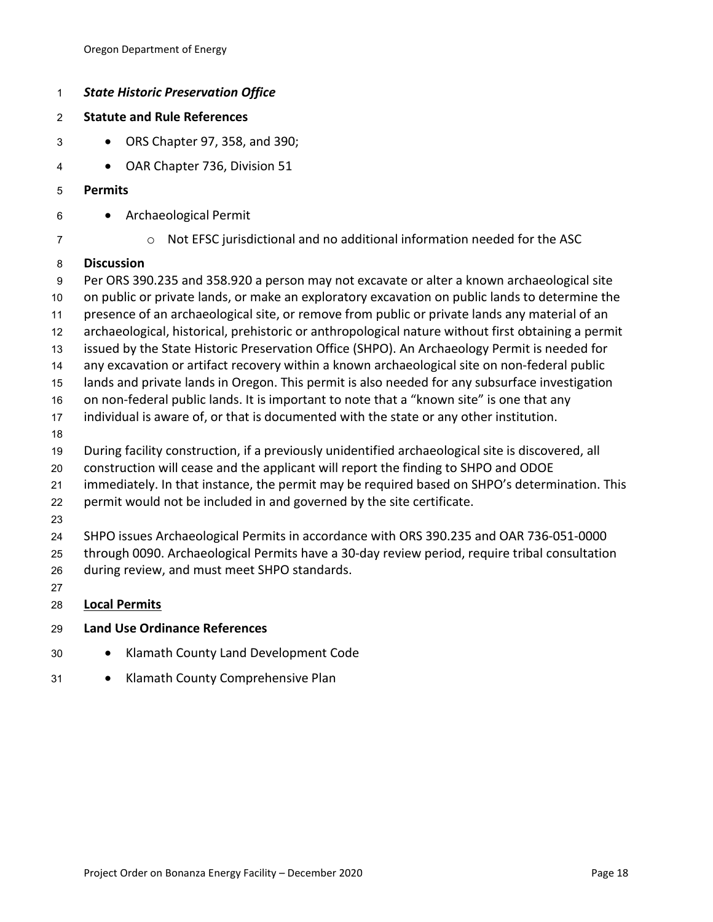***State Historic Preservation Office***

**Statute and Rule References**

- ORS Chapter 97, 358, and 390;
- OAR Chapter 736, Division 51

**Permits**

- Archaeological Permit
  - Not EFSC jurisdictional and no additional information needed for the ASC

**Discussion**

Per ORS 390.235 and 358.920 a person may not excavate or alter a known archaeological site on public or private lands, or make an exploratory excavation on public lands to determine the presence of an archaeological site, or remove from public or private lands any material of an archaeological, historical, prehistoric or anthropological nature without first obtaining a permit issued by the State Historic Preservation Office (SHPO). An Archaeology Permit is needed for any excavation or artifact recovery within a known archaeological site on non-federal public lands and private lands in Oregon. This permit is also needed for any subsurface investigation on non-federal public lands. It is important to note that a "known site" is one that any individual is aware of, or that is documented with the state or any other institution.

During facility construction, if a previously unidentified archaeological site is discovered, all construction will cease and the applicant will report the finding to SHPO and ODOE immediately. In that instance, the permit may be required based on SHPO's determination. This permit would not be included in and governed by the site certificate.

SHPO issues Archaeological Permits in accordance with ORS 390.235 and OAR 736-051-0000 through 0090. Archaeological Permits have a 30-day review period, require tribal consultation during review, and must meet SHPO standards.

## Local Permits

**Land Use Ordinance References**

- Klamath County Land Development Code
- Klamath County Comprehensive Plan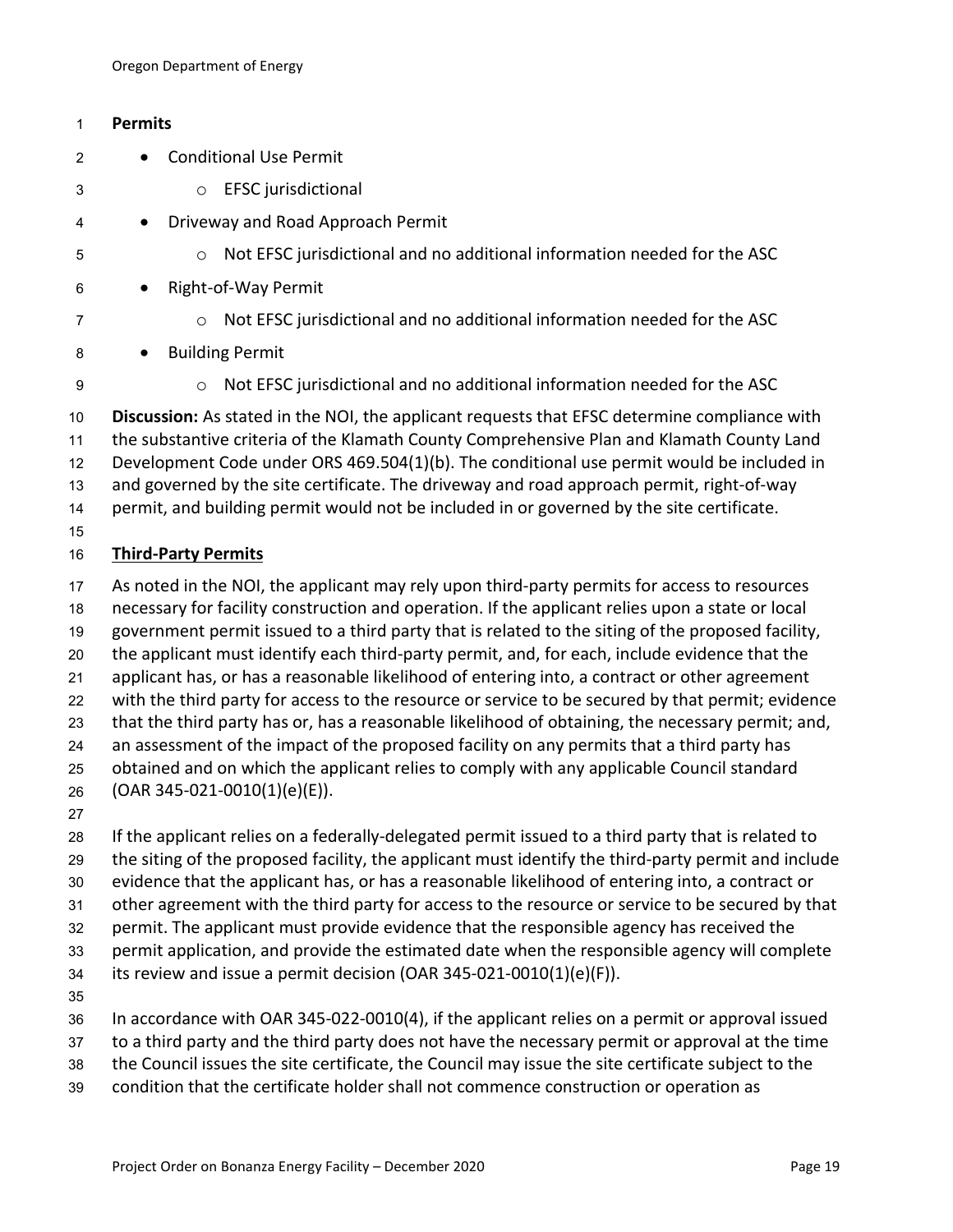**Permits**

- Conditional Use Permit
  - EFSC jurisdictional
- Driveway and Road Approach Permit
  - Not EFSC jurisdictional and no additional information needed for the ASC
- Right-of-Way Permit
  - Not EFSC jurisdictional and no additional information needed for the ASC
- Building Permit
  - Not EFSC jurisdictional and no additional information needed for the ASC

**Discussion:** As stated in the NOI, the applicant requests that EFSC determine compliance with the substantive criteria of the Klamath County Comprehensive Plan and Klamath County Land Development Code under ORS 469.504(1)(b). The conditional use permit would be included in and governed by the site certificate. The driveway and road approach permit, right-of-way permit, and building permit would not be included in or governed by the site certificate.

**Third-Party Permits**

As noted in the NOI, the applicant may rely upon third-party permits for access to resources necessary for facility construction and operation. If the applicant relies upon a state or local government permit issued to a third party that is related to the siting of the proposed facility, the applicant must identify each third-party permit, and, for each, include evidence that the applicant has, or has a reasonable likelihood of entering into, a contract or other agreement with the third party for access to the resource or service to be secured by that permit; evidence that the third party has or, has a reasonable likelihood of obtaining, the necessary permit; and, an assessment of the impact of the proposed facility on any permits that a third party has obtained and on which the applicant relies to comply with any applicable Council standard (OAR 345-021-0010(1)(e)(E)).

If the applicant relies on a federally-delegated permit issued to a third party that is related to the siting of the proposed facility, the applicant must identify the third-party permit and include evidence that the applicant has, or has a reasonable likelihood of entering into, a contract or other agreement with the third party for access to the resource or service to be secured by that permit. The applicant must provide evidence that the responsible agency has received the permit application, and provide the estimated date when the responsible agency will complete its review and issue a permit decision (OAR 345-021-0010(1)(e)(F)).

In accordance with OAR 345-022-0010(4), if the applicant relies on a permit or approval issued to a third party and the third party does not have the necessary permit or approval at the time the Council issues the site certificate, the Council may issue the site certificate subject to the condition that the certificate holder shall not commence construction or operation as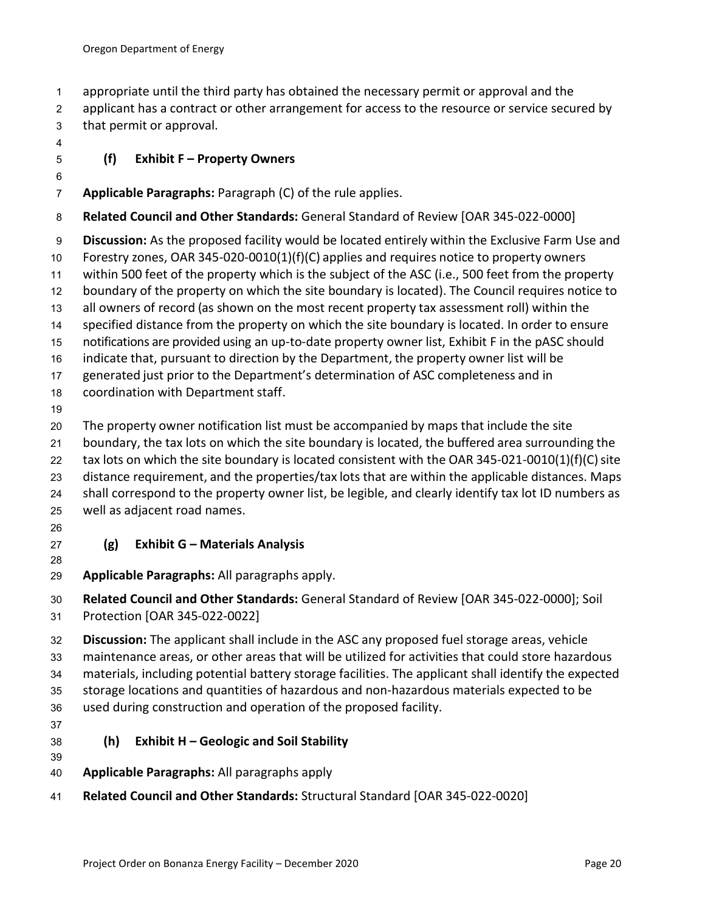appropriate until the third party has obtained the necessary permit or approval and the applicant has a contract or other arrangement for access to the resource or service secured by that permit or approval.

### (f) Exhibit F – Property Owners

**Applicable Paragraphs:** Paragraph (C) of the rule applies.

**Related Council and Other Standards:** General Standard of Review [OAR 345-022-0000]

**Discussion:** As the proposed facility would be located entirely within the Exclusive Farm Use and Forestry zones, OAR 345-020-0010(1)(f)(C) applies and requires notice to property owners within 500 feet of the property which is the subject of the ASC (i.e., 500 feet from the property boundary of the property on which the site boundary is located). The Council requires notice to all owners of record (as shown on the most recent property tax assessment roll) within the specified distance from the property on which the site boundary is located. In order to ensure notifications are provided using an up-to-date property owner list, Exhibit F in the pASC should indicate that, pursuant to direction by the Department, the property owner list will be generated just prior to the Department's determination of ASC completeness and in coordination with Department staff.

The property owner notification list must be accompanied by maps that include the site boundary, the tax lots on which the site boundary is located, the buffered area surrounding the tax lots on which the site boundary is located consistent with the OAR 345-021-0010(1)(f)(C) site distance requirement, and the properties/tax lots that are within the applicable distances. Maps shall correspond to the property owner list, be legible, and clearly identify tax lot ID numbers as well as adjacent road names.

### (g) Exhibit G – Materials Analysis

**Applicable Paragraphs:** All paragraphs apply.

**Related Council and Other Standards:** General Standard of Review [OAR 345-022-0000]; Soil Protection [OAR 345-022-0022]

**Discussion:** The applicant shall include in the ASC any proposed fuel storage areas, vehicle maintenance areas, or other areas that will be utilized for activities that could store hazardous materials, including potential battery storage facilities. The applicant shall identify the expected storage locations and quantities of hazardous and non-hazardous materials expected to be used during construction and operation of the proposed facility.

### (h) Exhibit H – Geologic and Soil Stability

**Applicable Paragraphs:** All paragraphs apply

**Related Council and Other Standards:** Structural Standard [OAR 345-022-0020]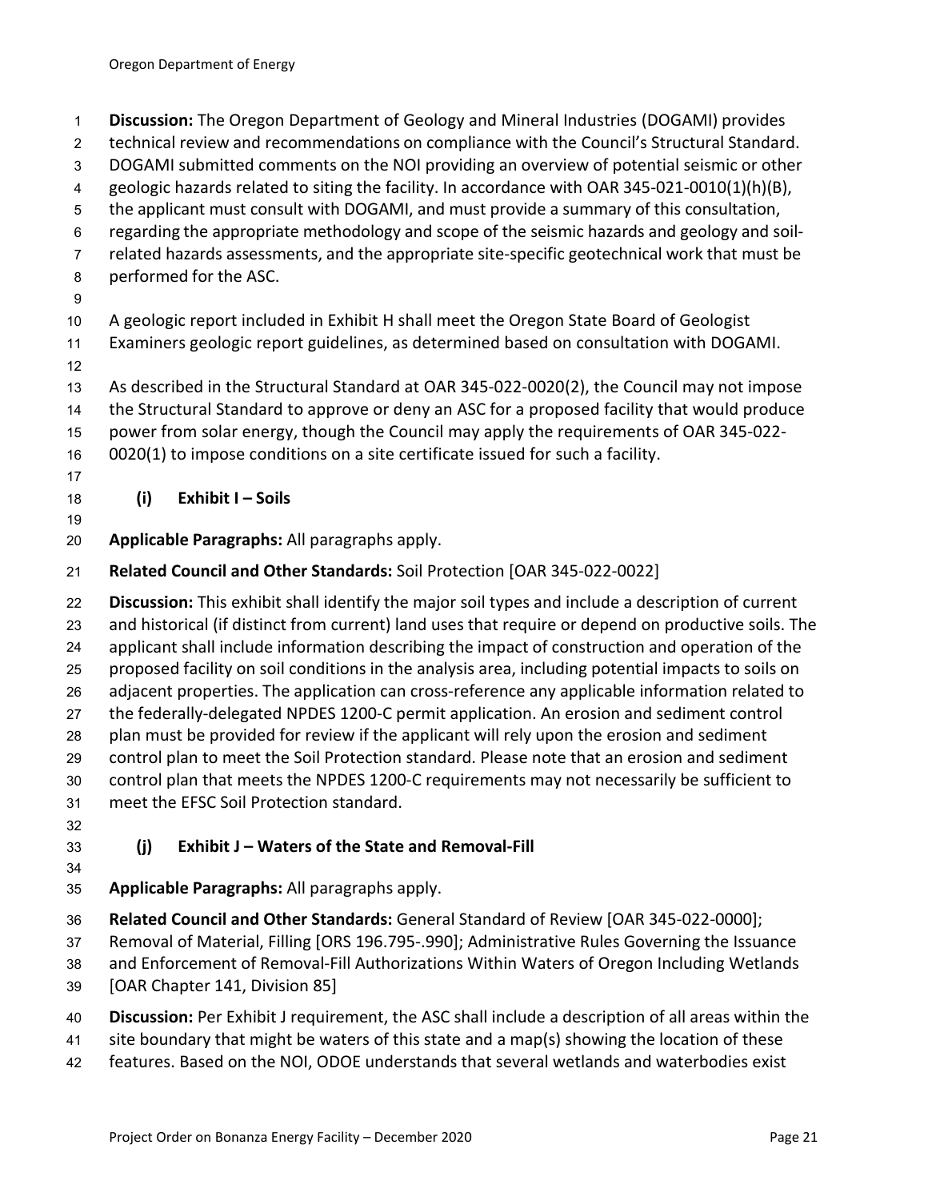**Discussion:** The Oregon Department of Geology and Mineral Industries (DOGAMI) provides technical review and recommendations on compliance with the Council's Structural Standard. DOGAMI submitted comments on the NOI providing an overview of potential seismic or other geologic hazards related to siting the facility. In accordance with OAR 345-021-0010(1)(h)(B), the applicant must consult with DOGAMI, and must provide a summary of this consultation, regarding the appropriate methodology and scope of the seismic hazards and geology and soil-related hazards assessments, and the appropriate site-specific geotechnical work that must be performed for the ASC.

A geologic report included in Exhibit H shall meet the Oregon State Board of Geologist Examiners geologic report guidelines, as determined based on consultation with DOGAMI.

As described in the Structural Standard at OAR 345-022-0020(2), the Council may not impose the Structural Standard to approve or deny an ASC for a proposed facility that would produce power from solar energy, though the Council may apply the requirements of OAR 345-022-0020(1) to impose conditions on a site certificate issued for such a facility.

### (i) Exhibit I – Soils

**Applicable Paragraphs:** All paragraphs apply.

**Related Council and Other Standards:** Soil Protection [OAR 345-022-0022]

**Discussion:** This exhibit shall identify the major soil types and include a description of current and historical (if distinct from current) land uses that require or depend on productive soils. The applicant shall include information describing the impact of construction and operation of the proposed facility on soil conditions in the analysis area, including potential impacts to soils on adjacent properties. The application can cross-reference any applicable information related to the federally-delegated NPDES 1200-C permit application. An erosion and sediment control plan must be provided for review if the applicant will rely upon the erosion and sediment control plan to meet the Soil Protection standard. Please note that an erosion and sediment control plan that meets the NPDES 1200-C requirements may not necessarily be sufficient to meet the EFSC Soil Protection standard.

### (j) Exhibit J – Waters of the State and Removal-Fill

**Applicable Paragraphs:** All paragraphs apply.

**Related Council and Other Standards:** General Standard of Review [OAR 345-022-0000]; Removal of Material, Filling [ORS 196.795-.990]; Administrative Rules Governing the Issuance and Enforcement of Removal-Fill Authorizations Within Waters of Oregon Including Wetlands [OAR Chapter 141, Division 85]

**Discussion:** Per Exhibit J requirement, the ASC shall include a description of all areas within the site boundary that might be waters of this state and a map(s) showing the location of these features. Based on the NOI, ODOE understands that several wetlands and waterbodies exist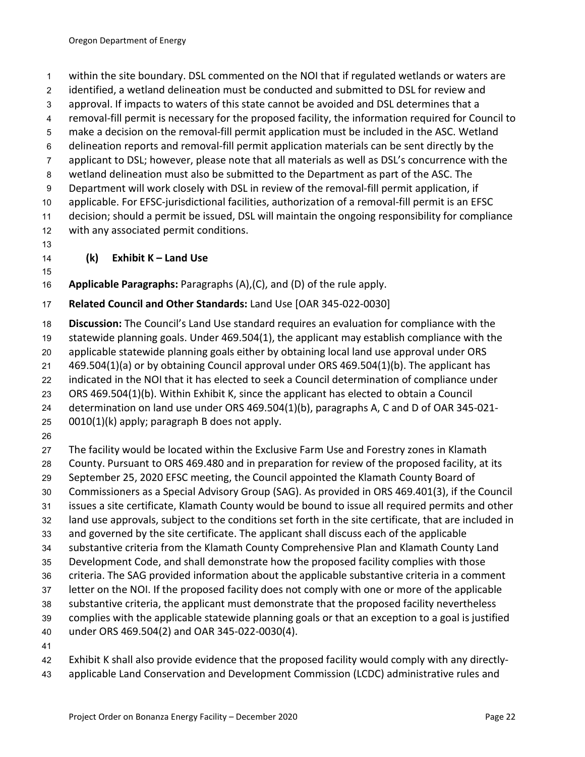within the site boundary. DSL commented on the NOI that if regulated wetlands or waters are identified, a wetland delineation must be conducted and submitted to DSL for review and approval. If impacts to waters of this state cannot be avoided and DSL determines that a removal-fill permit is necessary for the proposed facility, the information required for Council to make a decision on the removal-fill permit application must be included in the ASC. Wetland delineation reports and removal-fill permit application materials can be sent directly by the applicant to DSL; however, please note that all materials as well as DSL's concurrence with the wetland delineation must also be submitted to the Department as part of the ASC. The Department will work closely with DSL in review of the removal-fill permit application, if applicable. For EFSC-jurisdictional facilities, authorization of a removal-fill permit is an EFSC decision; should a permit be issued, DSL will maintain the ongoing responsibility for compliance with any associated permit conditions.

### (k) Exhibit K – Land Use

**Applicable Paragraphs:** Paragraphs (A),(C), and (D) of the rule apply.

**Related Council and Other Standards:** Land Use [OAR 345-022-0030]

**Discussion:** The Council's Land Use standard requires an evaluation for compliance with the statewide planning goals. Under 469.504(1), the applicant may establish compliance with the applicable statewide planning goals either by obtaining local land use approval under ORS 469.504(1)(a) or by obtaining Council approval under ORS 469.504(1)(b). The applicant has indicated in the NOI that it has elected to seek a Council determination of compliance under ORS 469.504(1)(b). Within Exhibit K, since the applicant has elected to obtain a Council determination on land use under ORS 469.504(1)(b), paragraphs A, C and D of OAR 345-021-0010(1)(k) apply; paragraph B does not apply.

The facility would be located within the Exclusive Farm Use and Forestry zones in Klamath County. Pursuant to ORS 469.480 and in preparation for review of the proposed facility, at its September 25, 2020 EFSC meeting, the Council appointed the Klamath County Board of Commissioners as a Special Advisory Group (SAG). As provided in ORS 469.401(3), if the Council issues a site certificate, Klamath County would be bound to issue all required permits and other land use approvals, subject to the conditions set forth in the site certificate, that are included in and governed by the site certificate. The applicant shall discuss each of the applicable substantive criteria from the Klamath County Comprehensive Plan and Klamath County Land Development Code, and shall demonstrate how the proposed facility complies with those criteria. The SAG provided information about the applicable substantive criteria in a comment letter on the NOI. If the proposed facility does not comply with one or more of the applicable substantive criteria, the applicant must demonstrate that the proposed facility nevertheless complies with the applicable statewide planning goals or that an exception to a goal is justified under ORS 469.504(2) and OAR 345-022-0030(4).

Exhibit K shall also provide evidence that the proposed facility would comply with any directly-applicable Land Conservation and Development Commission (LCDC) administrative rules and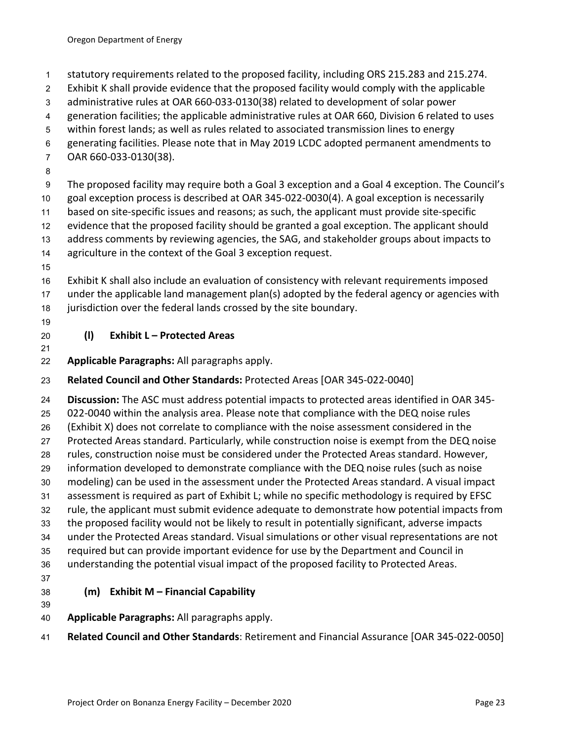statutory requirements related to the proposed facility, including ORS 215.283 and 215.274. Exhibit K shall provide evidence that the proposed facility would comply with the applicable administrative rules at OAR 660-033-0130(38) related to development of solar power generation facilities; the applicable administrative rules at OAR 660, Division 6 related to uses within forest lands; as well as rules related to associated transmission lines to energy generating facilities. Please note that in May 2019 LCDC adopted permanent amendments to OAR 660-033-0130(38).

The proposed facility may require both a Goal 3 exception and a Goal 4 exception. The Council's goal exception process is described at OAR 345-022-0030(4). A goal exception is necessarily based on site-specific issues and reasons; as such, the applicant must provide site-specific evidence that the proposed facility should be granted a goal exception. The applicant should address comments by reviewing agencies, the SAG, and stakeholder groups about impacts to agriculture in the context of the Goal 3 exception request.

Exhibit K shall also include an evaluation of consistency with relevant requirements imposed under the applicable land management plan(s) adopted by the federal agency or agencies with jurisdiction over the federal lands crossed by the site boundary.

### (l) Exhibit L – Protected Areas

**Applicable Paragraphs:** All paragraphs apply.

**Related Council and Other Standards:** Protected Areas [OAR 345-022-0040]

**Discussion:** The ASC must address potential impacts to protected areas identified in OAR 345-022-0040 within the analysis area. Please note that compliance with the DEQ noise rules (Exhibit X) does not correlate to compliance with the noise assessment considered in the Protected Areas standard. Particularly, while construction noise is exempt from the DEQ noise rules, construction noise must be considered under the Protected Areas standard. However, information developed to demonstrate compliance with the DEQ noise rules (such as noise modeling) can be used in the assessment under the Protected Areas standard. A visual impact assessment is required as part of Exhibit L; while no specific methodology is required by EFSC rule, the applicant must submit evidence adequate to demonstrate how potential impacts from the proposed facility would not be likely to result in potentially significant, adverse impacts under the Protected Areas standard. Visual simulations or other visual representations are not required but can provide important evidence for use by the Department and Council in understanding the potential visual impact of the proposed facility to Protected Areas.

### (m) Exhibit M – Financial Capability

**Applicable Paragraphs:** All paragraphs apply.

**Related Council and Other Standards**: Retirement and Financial Assurance [OAR 345-022-0050]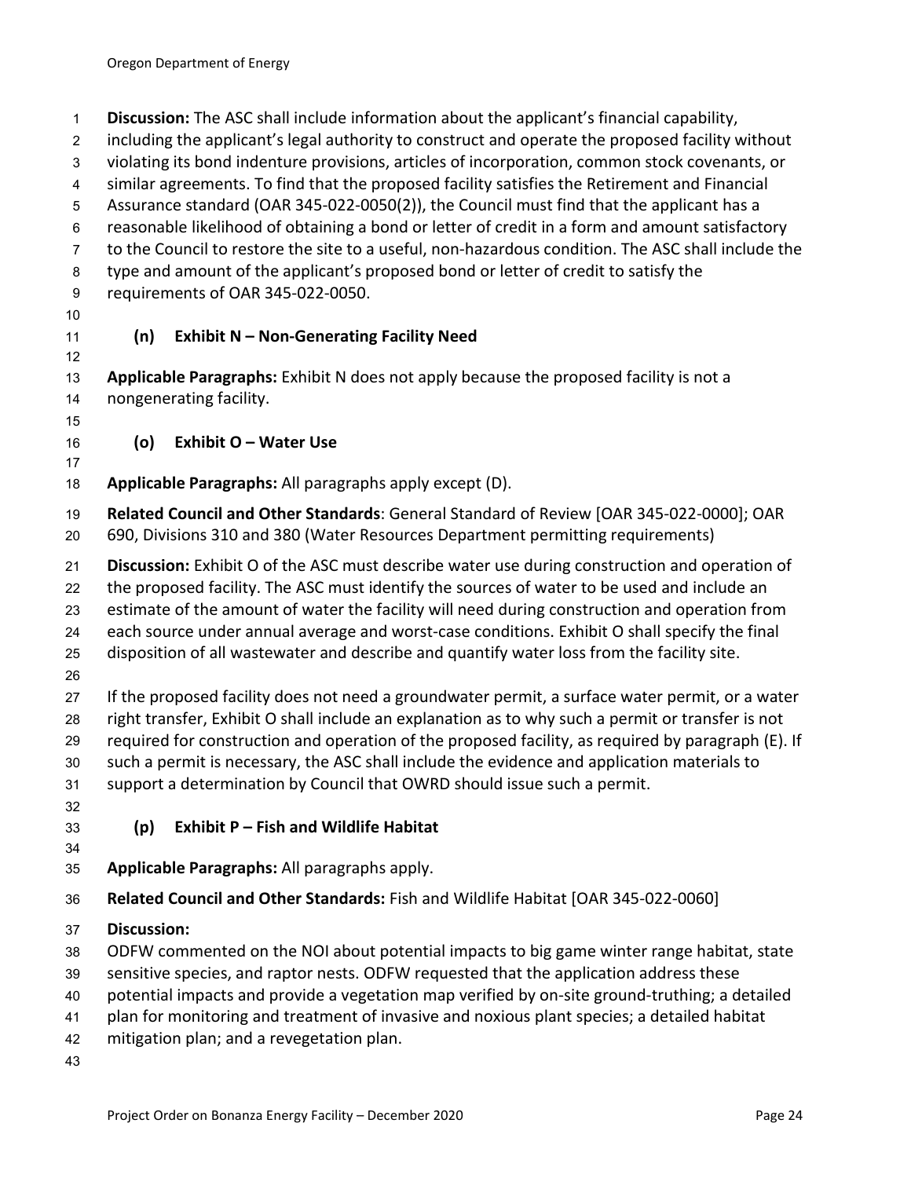**Discussion:** The ASC shall include information about the applicant's financial capability, including the applicant's legal authority to construct and operate the proposed facility without violating its bond indenture provisions, articles of incorporation, common stock covenants, or similar agreements. To find that the proposed facility satisfies the Retirement and Financial Assurance standard (OAR 345-022-0050(2)), the Council must find that the applicant has a reasonable likelihood of obtaining a bond or letter of credit in a form and amount satisfactory to the Council to restore the site to a useful, non-hazardous condition. The ASC shall include the type and amount of the applicant's proposed bond or letter of credit to satisfy the requirements of OAR 345-022-0050.

### (n) Exhibit N – Non-Generating Facility Need

**Applicable Paragraphs:** Exhibit N does not apply because the proposed facility is not a nongenerating facility.

### (o) Exhibit O – Water Use

**Applicable Paragraphs:** All paragraphs apply except (D).

**Related Council and Other Standards**: General Standard of Review [OAR 345-022-0000]; OAR 690, Divisions 310 and 380 (Water Resources Department permitting requirements)

**Discussion:** Exhibit O of the ASC must describe water use during construction and operation of the proposed facility. The ASC must identify the sources of water to be used and include an estimate of the amount of water the facility will need during construction and operation from each source under annual average and worst-case conditions. Exhibit O shall specify the final disposition of all wastewater and describe and quantify water loss from the facility site.

If the proposed facility does not need a groundwater permit, a surface water permit, or a water right transfer, Exhibit O shall include an explanation as to why such a permit or transfer is not required for construction and operation of the proposed facility, as required by paragraph (E). If such a permit is necessary, the ASC shall include the evidence and application materials to support a determination by Council that OWRD should issue such a permit.

### (p) Exhibit P – Fish and Wildlife Habitat

**Applicable Paragraphs:** All paragraphs apply.

**Related Council and Other Standards:** Fish and Wildlife Habitat [OAR 345-022-0060]

**Discussion:**
ODFW commented on the NOI about potential impacts to big game winter range habitat, state sensitive species, and raptor nests. ODFW requested that the application address these potential impacts and provide a vegetation map verified by on-site ground-truthing; a detailed plan for monitoring and treatment of invasive and noxious plant species; a detailed habitat mitigation plan; and a revegetation plan.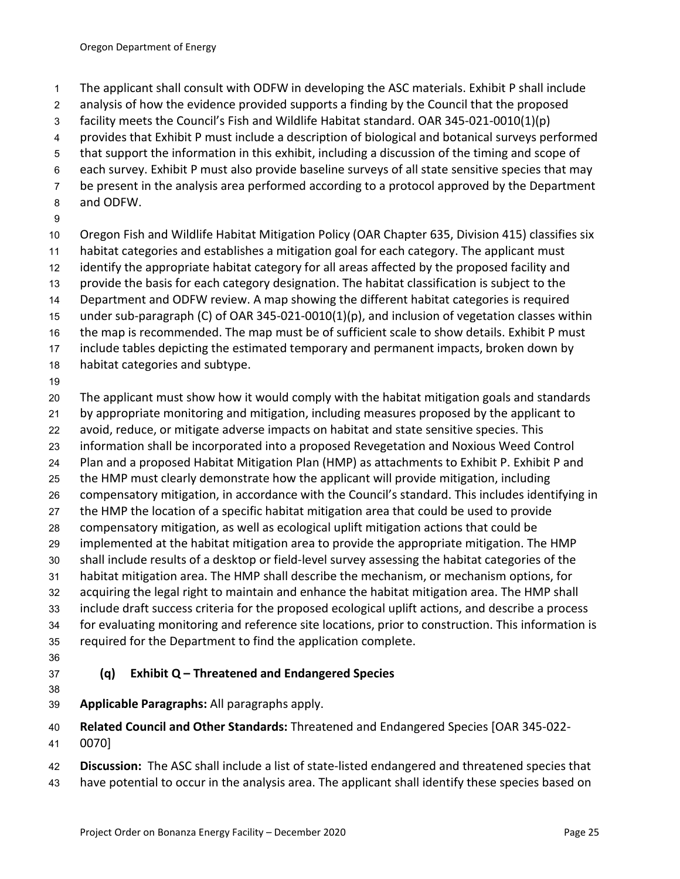The applicant shall consult with ODFW in developing the ASC materials. Exhibit P shall include analysis of how the evidence provided supports a finding by the Council that the proposed facility meets the Council's Fish and Wildlife Habitat standard. OAR 345-021-0010(1)(p) provides that Exhibit P must include a description of biological and botanical surveys performed that support the information in this exhibit, including a discussion of the timing and scope of each survey. Exhibit P must also provide baseline surveys of all state sensitive species that may be present in the analysis area performed according to a protocol approved by the Department and ODFW.

Oregon Fish and Wildlife Habitat Mitigation Policy (OAR Chapter 635, Division 415) classifies six habitat categories and establishes a mitigation goal for each category. The applicant must identify the appropriate habitat category for all areas affected by the proposed facility and provide the basis for each category designation. The habitat classification is subject to the Department and ODFW review. A map showing the different habitat categories is required under sub-paragraph (C) of OAR 345-021-0010(1)(p), and inclusion of vegetation classes within the map is recommended. The map must be of sufficient scale to show details. Exhibit P must include tables depicting the estimated temporary and permanent impacts, broken down by habitat categories and subtype.

The applicant must show how it would comply with the habitat mitigation goals and standards by appropriate monitoring and mitigation, including measures proposed by the applicant to avoid, reduce, or mitigate adverse impacts on habitat and state sensitive species. This information shall be incorporated into a proposed Revegetation and Noxious Weed Control Plan and a proposed Habitat Mitigation Plan (HMP) as attachments to Exhibit P. Exhibit P and the HMP must clearly demonstrate how the applicant will provide mitigation, including compensatory mitigation, in accordance with the Council's standard. This includes identifying in the HMP the location of a specific habitat mitigation area that could be used to provide compensatory mitigation, as well as ecological uplift mitigation actions that could be implemented at the habitat mitigation area to provide the appropriate mitigation. The HMP shall include results of a desktop or field-level survey assessing the habitat categories of the habitat mitigation area. The HMP shall describe the mechanism, or mechanism options, for acquiring the legal right to maintain and enhance the habitat mitigation area. The HMP shall include draft success criteria for the proposed ecological uplift actions, and describe a process for evaluating monitoring and reference site locations, prior to construction. This information is required for the Department to find the application complete.

### (q) Exhibit Q – Threatened and Endangered Species

**Applicable Paragraphs:** All paragraphs apply.

**Related Council and Other Standards:** Threatened and Endangered Species [OAR 345-022-0070]

**Discussion:** The ASC shall include a list of state-listed endangered and threatened species that have potential to occur in the analysis area. The applicant shall identify these species based on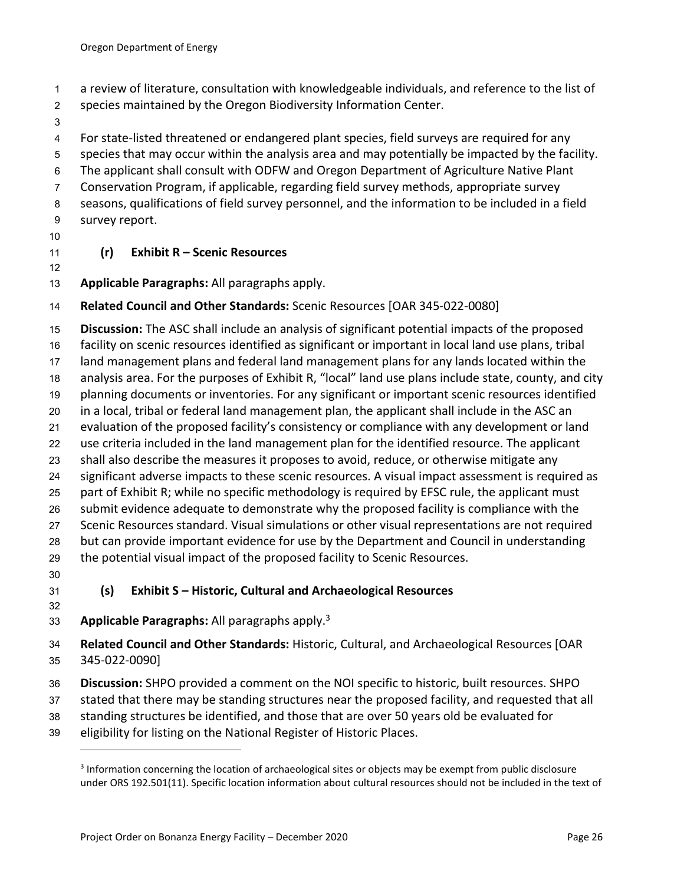a review of literature, consultation with knowledgeable individuals, and reference to the list of species maintained by the Oregon Biodiversity Information Center.

For state-listed threatened or endangered plant species, field surveys are required for any species that may occur within the analysis area and may potentially be impacted by the facility. The applicant shall consult with ODFW and Oregon Department of Agriculture Native Plant Conservation Program, if applicable, regarding field survey methods, appropriate survey seasons, qualifications of field survey personnel, and the information to be included in a field survey report.

### (r) Exhibit R – Scenic Resources

**Applicable Paragraphs:** All paragraphs apply.

**Related Council and Other Standards:** Scenic Resources [OAR 345-022-0080]

**Discussion:** The ASC shall include an analysis of significant potential impacts of the proposed facility on scenic resources identified as significant or important in local land use plans, tribal land management plans and federal land management plans for any lands located within the analysis area. For the purposes of Exhibit R, "local" land use plans include state, county, and city planning documents or inventories. For any significant or important scenic resources identified in a local, tribal or federal land management plan, the applicant shall include in the ASC an evaluation of the proposed facility's consistency or compliance with any development or land use criteria included in the land management plan for the identified resource. The applicant shall also describe the measures it proposes to avoid, reduce, or otherwise mitigate any significant adverse impacts to these scenic resources. A visual impact assessment is required as part of Exhibit R; while no specific methodology is required by EFSC rule, the applicant must submit evidence adequate to demonstrate why the proposed facility is compliance with the Scenic Resources standard. Visual simulations or other visual representations are not required but can provide important evidence for use by the Department and Council in understanding the potential visual impact of the proposed facility to Scenic Resources.

### (s) Exhibit S – Historic, Cultural and Archaeological Resources

**Applicable Paragraphs:** All paragraphs apply.[3]

**Related Council and Other Standards:** Historic, Cultural, and Archaeological Resources [OAR 345-022-0090]

**Discussion:** SHPO provided a comment on the NOI specific to historic, built resources. SHPO stated that there may be standing structures near the proposed facility, and requested that all standing structures be identified, and those that are over 50 years old be evaluated for eligibility for listing on the National Register of Historic Places.

---

[3] Information concerning the location of archaeological sites or objects may be exempt from public disclosure under ORS 192.501(11). Specific location information about cultural resources should not be included in the text of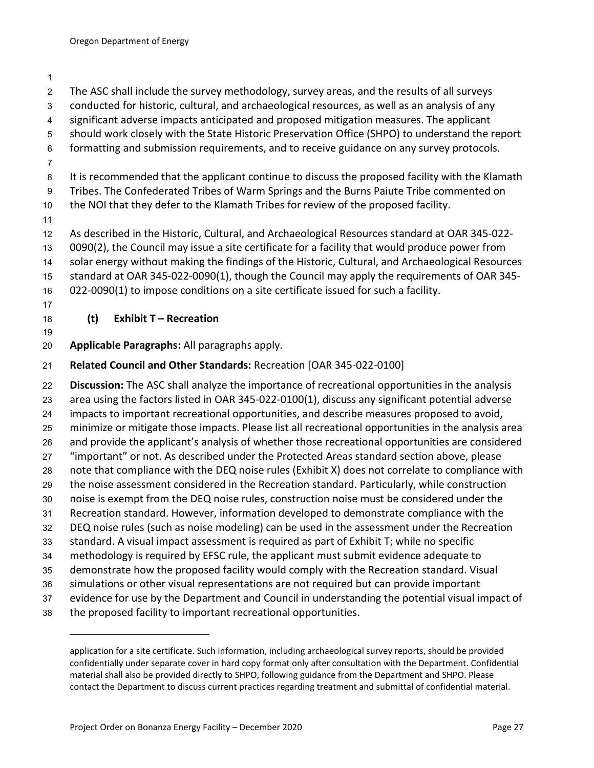The ASC shall include the survey methodology, survey areas, and the results of all surveys conducted for historic, cultural, and archaeological resources, as well as an analysis of any significant adverse impacts anticipated and proposed mitigation measures. The applicant should work closely with the State Historic Preservation Office (SHPO) to understand the report formatting and submission requirements, and to receive guidance on any survey protocols.

It is recommended that the applicant continue to discuss the proposed facility with the Klamath Tribes. The Confederated Tribes of Warm Springs and the Burns Paiute Tribe commented on the NOI that they defer to the Klamath Tribes for review of the proposed facility.

As described in the Historic, Cultural, and Archaeological Resources standard at OAR 345-022-0090(2), the Council may issue a site certificate for a facility that would produce power from solar energy without making the findings of the Historic, Cultural, and Archaeological Resources standard at OAR 345-022-0090(1), though the Council may apply the requirements of OAR 345-022-0090(1) to impose conditions on a site certificate issued for such a facility.

### (t) Exhibit T – Recreation

**Applicable Paragraphs:** All paragraphs apply.

**Related Council and Other Standards:** Recreation [OAR 345-022-0100]

**Discussion:** The ASC shall analyze the importance of recreational opportunities in the analysis area using the factors listed in OAR 345-022-0100(1), discuss any significant potential adverse impacts to important recreational opportunities, and describe measures proposed to avoid, minimize or mitigate those impacts. Please list all recreational opportunities in the analysis area and provide the applicant's analysis of whether those recreational opportunities are considered "important" or not. As described under the Protected Areas standard section above, please note that compliance with the DEQ noise rules (Exhibit X) does not correlate to compliance with the noise assessment considered in the Recreation standard. Particularly, while construction noise is exempt from the DEQ noise rules, construction noise must be considered under the Recreation standard. However, information developed to demonstrate compliance with the DEQ noise rules (such as noise modeling) can be used in the assessment under the Recreation standard. A visual impact assessment is required as part of Exhibit T; while no specific methodology is required by EFSC rule, the applicant must submit evidence adequate to demonstrate how the proposed facility would comply with the Recreation standard. Visual simulations or other visual representations are not required but can provide important evidence for use by the Department and Council in understanding the potential visual impact of the proposed facility to important recreational opportunities.

---

application for a site certificate. Such information, including archaeological survey reports, should be provided confidentially under separate cover in hard copy format only after consultation with the Department. Confidential material shall also be provided directly to SHPO, following guidance from the Department and SHPO. Please contact the Department to discuss current practices regarding treatment and submittal of confidential material.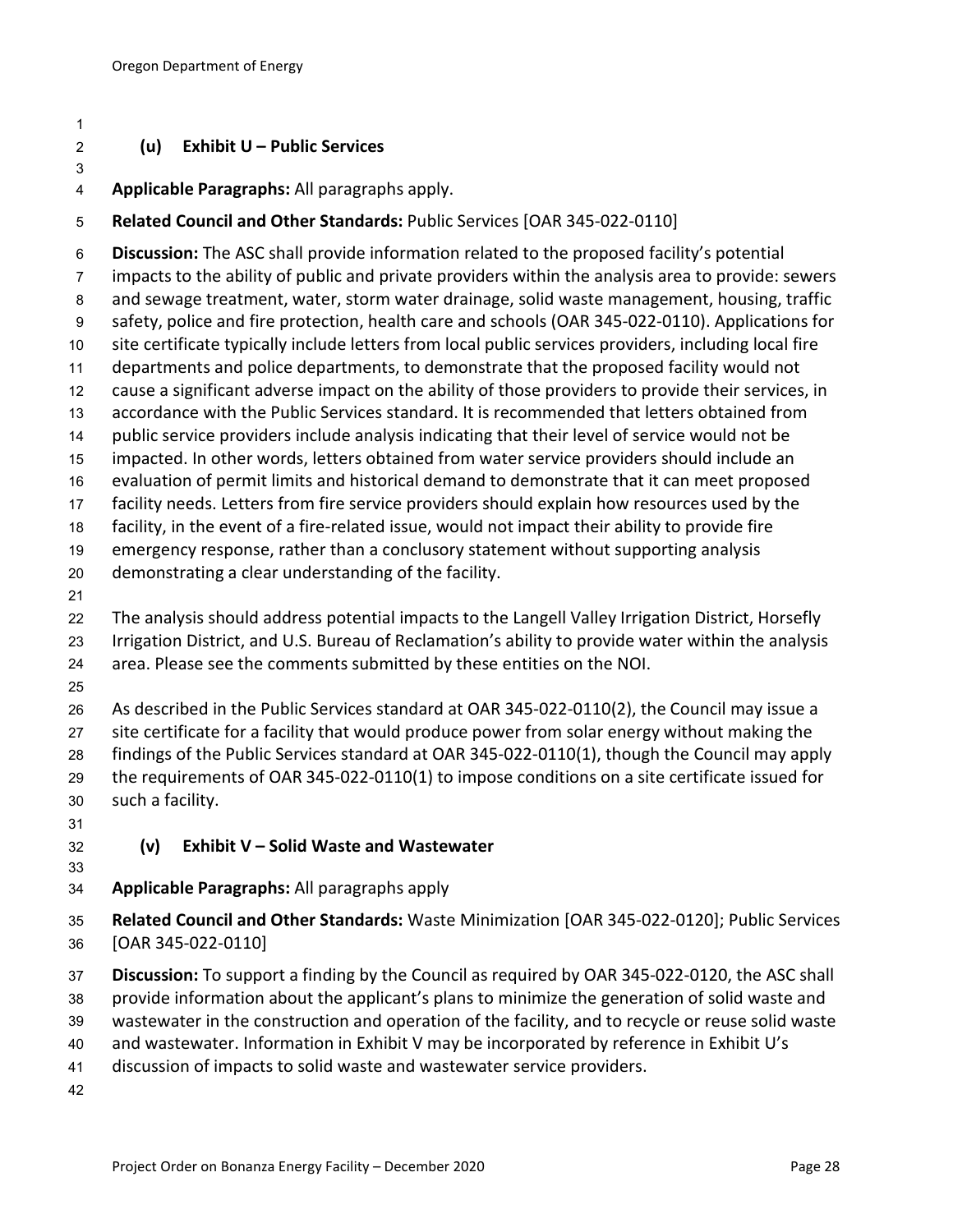### (u) Exhibit U – Public Services

**Applicable Paragraphs:** All paragraphs apply.

**Related Council and Other Standards:** Public Services [OAR 345-022-0110]

**Discussion:** The ASC shall provide information related to the proposed facility's potential impacts to the ability of public and private providers within the analysis area to provide: sewers and sewage treatment, water, storm water drainage, solid waste management, housing, traffic safety, police and fire protection, health care and schools (OAR 345-022-0110). Applications for site certificate typically include letters from local public services providers, including local fire departments and police departments, to demonstrate that the proposed facility would not cause a significant adverse impact on the ability of those providers to provide their services, in accordance with the Public Services standard. It is recommended that letters obtained from public service providers include analysis indicating that their level of service would not be impacted. In other words, letters obtained from water service providers should include an evaluation of permit limits and historical demand to demonstrate that it can meet proposed facility needs. Letters from fire service providers should explain how resources used by the facility, in the event of a fire-related issue, would not impact their ability to provide fire emergency response, rather than a conclusory statement without supporting analysis demonstrating a clear understanding of the facility.

The analysis should address potential impacts to the Langell Valley Irrigation District, Horsefly Irrigation District, and U.S. Bureau of Reclamation's ability to provide water within the analysis area. Please see the comments submitted by these entities on the NOI.

As described in the Public Services standard at OAR 345-022-0110(2), the Council may issue a site certificate for a facility that would produce power from solar energy without making the findings of the Public Services standard at OAR 345-022-0110(1), though the Council may apply the requirements of OAR 345-022-0110(1) to impose conditions on a site certificate issued for such a facility.

### (v) Exhibit V – Solid Waste and Wastewater

**Applicable Paragraphs:** All paragraphs apply

**Related Council and Other Standards:** Waste Minimization [OAR 345-022-0120]; Public Services [OAR 345-022-0110]

**Discussion:** To support a finding by the Council as required by OAR 345-022-0120, the ASC shall provide information about the applicant's plans to minimize the generation of solid waste and wastewater in the construction and operation of the facility, and to recycle or reuse solid waste and wastewater. Information in Exhibit V may be incorporated by reference in Exhibit U's discussion of impacts to solid waste and wastewater service providers.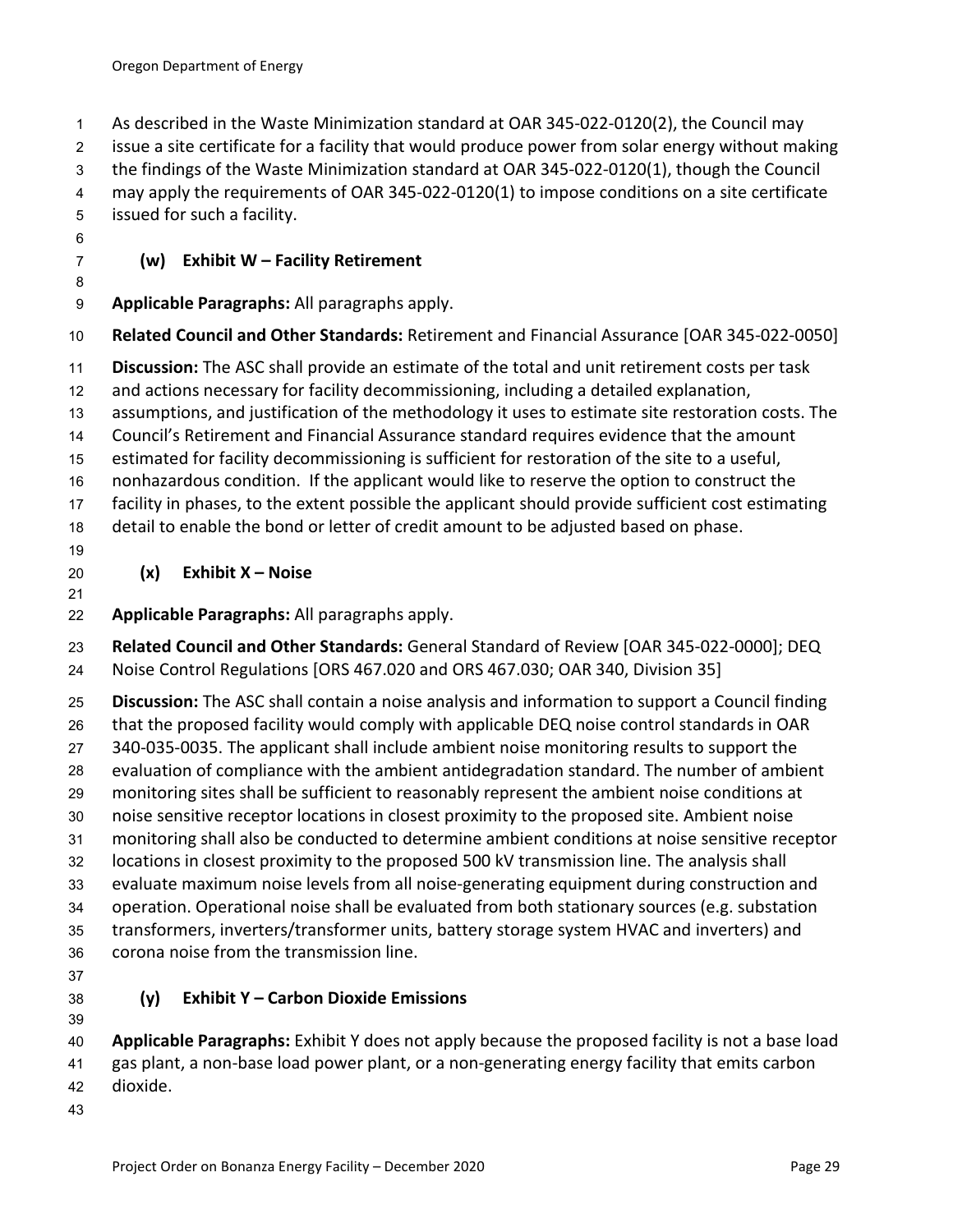As described in the Waste Minimization standard at OAR 345-022-0120(2), the Council may issue a site certificate for a facility that would produce power from solar energy without making the findings of the Waste Minimization standard at OAR 345-022-0120(1), though the Council may apply the requirements of OAR 345-022-0120(1) to impose conditions on a site certificate issued for such a facility.

### (w) Exhibit W – Facility Retirement

**Applicable Paragraphs:** All paragraphs apply.

**Related Council and Other Standards:** Retirement and Financial Assurance [OAR 345-022-0050]

**Discussion:** The ASC shall provide an estimate of the total and unit retirement costs per task and actions necessary for facility decommissioning, including a detailed explanation, assumptions, and justification of the methodology it uses to estimate site restoration costs. The Council's Retirement and Financial Assurance standard requires evidence that the amount estimated for facility decommissioning is sufficient for restoration of the site to a useful, nonhazardous condition. If the applicant would like to reserve the option to construct the facility in phases, to the extent possible the applicant should provide sufficient cost estimating detail to enable the bond or letter of credit amount to be adjusted based on phase.

### (x) Exhibit X – Noise

**Applicable Paragraphs:** All paragraphs apply.

**Related Council and Other Standards:** General Standard of Review [OAR 345-022-0000]; DEQ Noise Control Regulations [ORS 467.020 and ORS 467.030; OAR 340, Division 35]

**Discussion:** The ASC shall contain a noise analysis and information to support a Council finding that the proposed facility would comply with applicable DEQ noise control standards in OAR 340-035-0035. The applicant shall include ambient noise monitoring results to support the evaluation of compliance with the ambient antidegradation standard. The number of ambient monitoring sites shall be sufficient to reasonably represent the ambient noise conditions at noise sensitive receptor locations in closest proximity to the proposed site. Ambient noise monitoring shall also be conducted to determine ambient conditions at noise sensitive receptor locations in closest proximity to the proposed 500 kV transmission line. The analysis shall evaluate maximum noise levels from all noise-generating equipment during construction and operation. Operational noise shall be evaluated from both stationary sources (e.g. substation transformers, inverters/transformer units, battery storage system HVAC and inverters) and corona noise from the transmission line.

### (y) Exhibit Y – Carbon Dioxide Emissions

**Applicable Paragraphs:** Exhibit Y does not apply because the proposed facility is not a base load gas plant, a non-base load power plant, or a non-generating energy facility that emits carbon dioxide.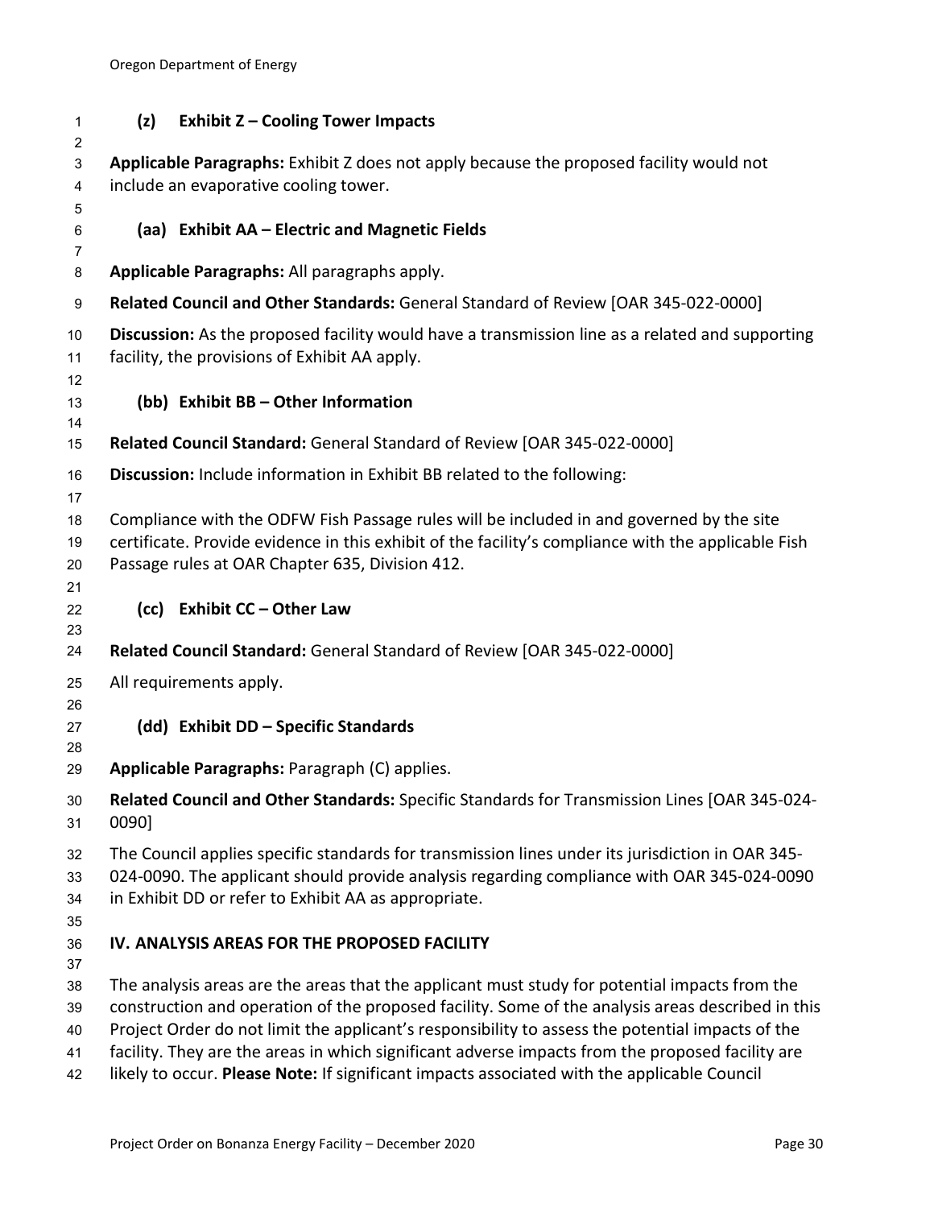### (z) Exhibit Z – Cooling Tower Impacts

**Applicable Paragraphs:** Exhibit Z does not apply because the proposed facility would not include an evaporative cooling tower.

### (aa) Exhibit AA – Electric and Magnetic Fields

**Applicable Paragraphs:** All paragraphs apply.

**Related Council and Other Standards:** General Standard of Review [OAR 345-022-0000]

**Discussion:** As the proposed facility would have a transmission line as a related and supporting facility, the provisions of Exhibit AA apply.

### (bb) Exhibit BB – Other Information

**Related Council Standard:** General Standard of Review [OAR 345-022-0000]

**Discussion:** Include information in Exhibit BB related to the following:

Compliance with the ODFW Fish Passage rules will be included in and governed by the site certificate. Provide evidence in this exhibit of the facility's compliance with the applicable Fish Passage rules at OAR Chapter 635, Division 412.

### (cc) Exhibit CC – Other Law

**Related Council Standard:** General Standard of Review [OAR 345-022-0000]

All requirements apply.

### (dd) Exhibit DD – Specific Standards

**Applicable Paragraphs:** Paragraph (C) applies.

**Related Council and Other Standards:** Specific Standards for Transmission Lines [OAR 345-024-0090]

The Council applies specific standards for transmission lines under its jurisdiction in OAR 345-024-0090. The applicant should provide analysis regarding compliance with OAR 345-024-0090 in Exhibit DD or refer to Exhibit AA as appropriate.

## IV. ANALYSIS AREAS FOR THE PROPOSED FACILITY

The analysis areas are the areas that the applicant must study for potential impacts from the construction and operation of the proposed facility. Some of the analysis areas described in this Project Order do not limit the applicant's responsibility to assess the potential impacts of the facility. They are the areas in which significant adverse impacts from the proposed facility are likely to occur. **Please Note:** If significant impacts associated with the applicable Council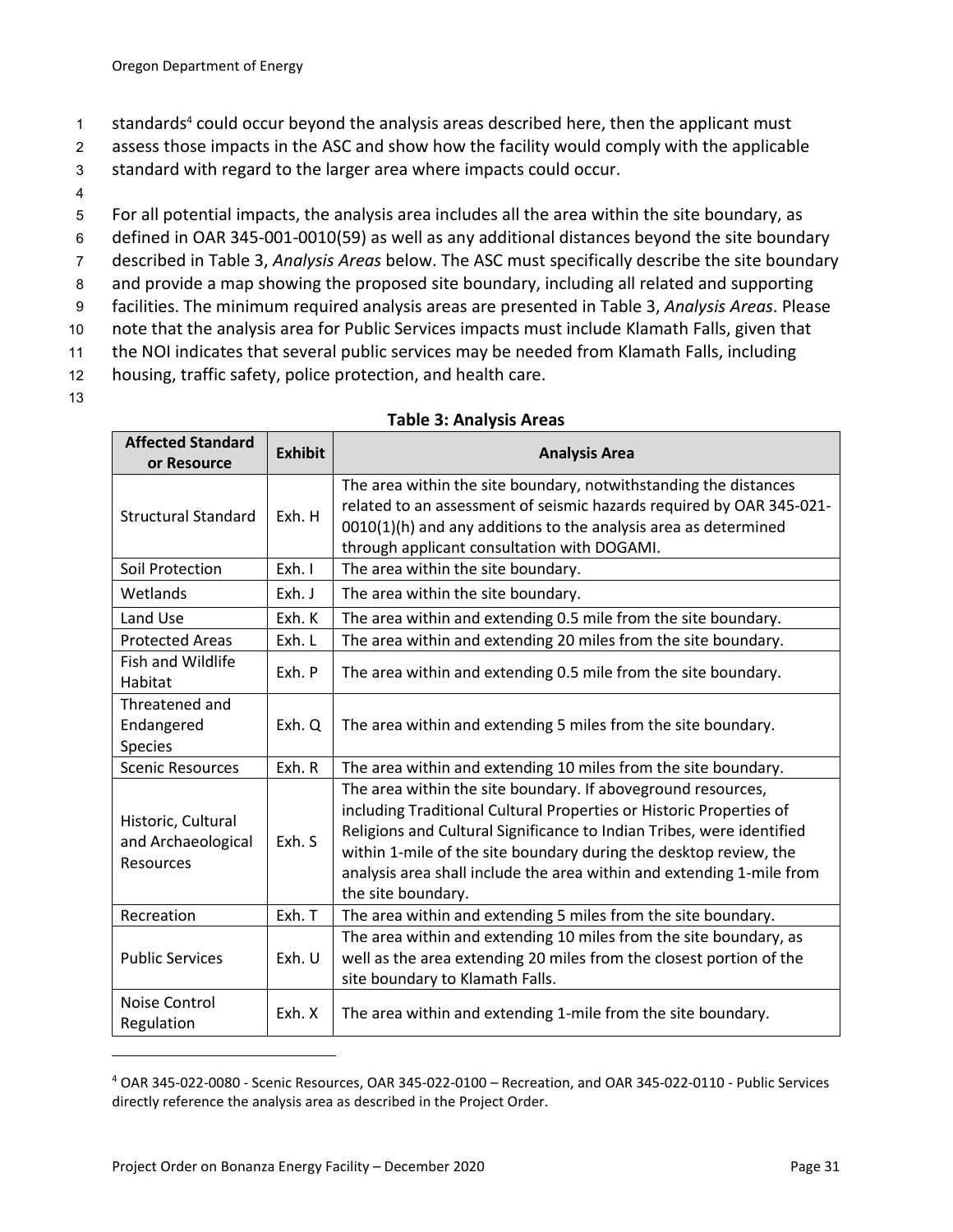standards[4] could occur beyond the analysis areas described here, then the applicant must assess those impacts in the ASC and show how the facility would comply with the applicable standard with regard to the larger area where impacts could occur.

For all potential impacts, the analysis area includes all the area within the site boundary, as defined in OAR 345-001-0010(59) as well as any additional distances beyond the site boundary described in Table 3, *Analysis Areas* below. The ASC must specifically describe the site boundary and provide a map showing the proposed site boundary, including all related and supporting facilities. The minimum required analysis areas are presented in Table 3, *Analysis Areas*. Please note that the analysis area for Public Services impacts must include Klamath Falls, given that the NOI indicates that several public services may be needed from Klamath Falls, including housing, traffic safety, police protection, and health care.

**Table 3: Analysis Areas**

| Affected Standard or Resource | Exhibit | Analysis Area |
|---|---|---|
| Structural Standard | Exh. H | The area within the site boundary, notwithstanding the distances related to an assessment of seismic hazards required by OAR 345-021-0010(1)(h) and any additions to the analysis area as determined through applicant consultation with DOGAMI. |
| Soil Protection | Exh. I | The area within the site boundary. |
| Wetlands | Exh. J | The area within the site boundary. |
| Land Use | Exh. K | The area within and extending 0.5 mile from the site boundary. |
| Protected Areas | Exh. L | The area within and extending 20 miles from the site boundary. |
| Fish and Wildlife Habitat | Exh. P | The area within and extending 0.5 mile from the site boundary. |
| Threatened and Endangered Species | Exh. Q | The area within and extending 5 miles from the site boundary. |
| Scenic Resources | Exh. R | The area within and extending 10 miles from the site boundary. |
| Historic, Cultural and Archaeological Resources | Exh. S | The area within the site boundary. If aboveground resources, including Traditional Cultural Properties or Historic Properties of Religions and Cultural Significance to Indian Tribes, were identified within 1-mile of the site boundary during the desktop review, the analysis area shall include the area within and extending 1-mile from the site boundary. |
| Recreation | Exh. T | The area within and extending 5 miles from the site boundary. |
| Public Services | Exh. U | The area within and extending 10 miles from the site boundary, as well as the area extending 20 miles from the closest portion of the site boundary to Klamath Falls. |
| Noise Control Regulation | Exh. X | The area within and extending 1-mile from the site boundary. |

[4] OAR 345-022-0080 - Scenic Resources, OAR 345-022-0100 – Recreation, and OAR 345-022-0110 - Public Services directly reference the analysis area as described in the Project Order.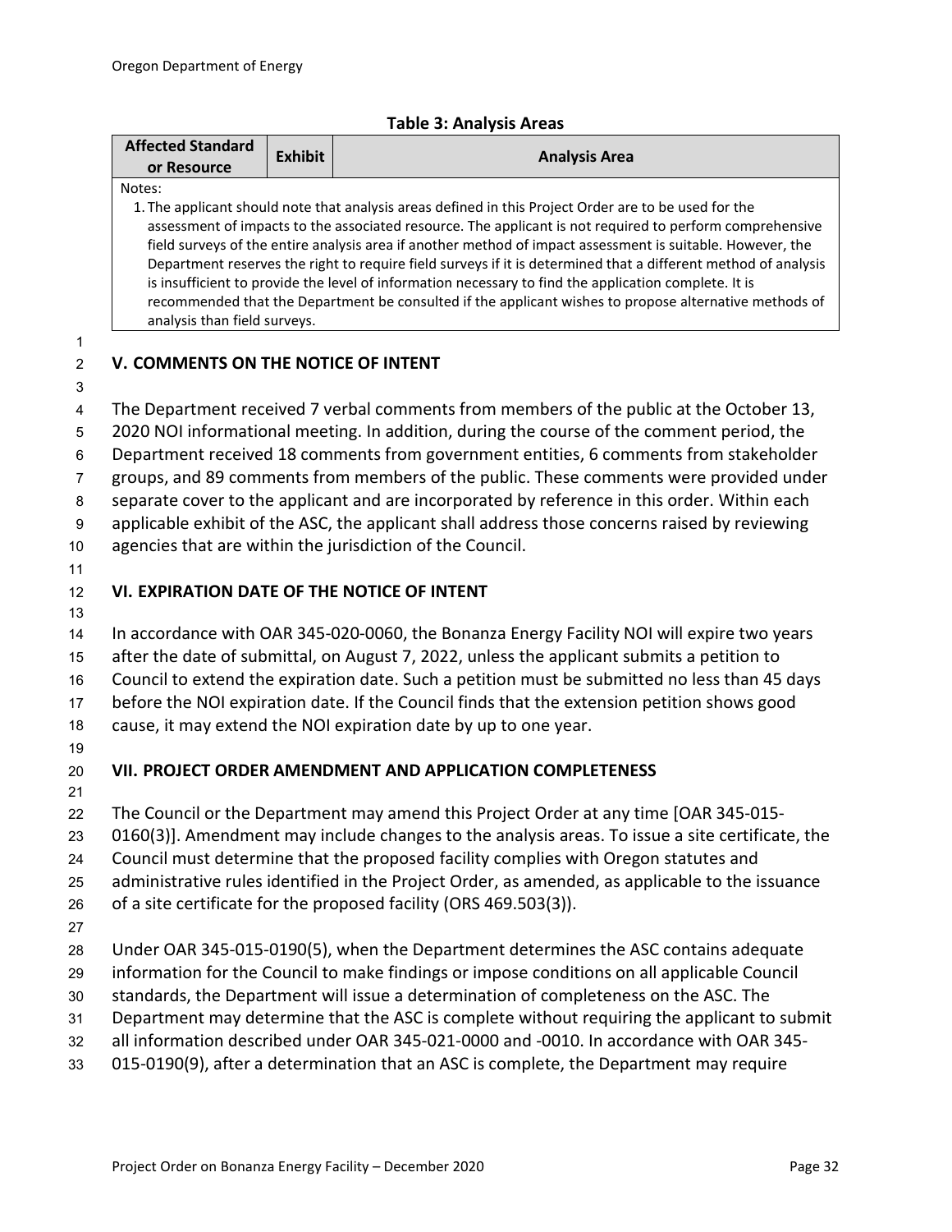**Table 3: Analysis Areas**

| Affected Standard or Resource | Exhibit | Analysis Area |
|---|---|---|
| Notes: 1. The applicant should note that analysis areas defined in this Project Order are to be used for the assessment of impacts to the associated resource. The applicant is not required to perform comprehensive field surveys of the entire analysis area if another method of impact assessment is suitable. However, the Department reserves the right to require field surveys if it is determined that a different method of analysis is insufficient to provide the level of information necessary to find the application complete. It is recommended that the Department be consulted if the applicant wishes to propose alternative methods of analysis than field surveys. | | |

## V. COMMENTS ON THE NOTICE OF INTENT

The Department received 7 verbal comments from members of the public at the October 13, 2020 NOI informational meeting. In addition, during the course of the comment period, the Department received 18 comments from government entities, 6 comments from stakeholder groups, and 89 comments from members of the public. These comments were provided under separate cover to the applicant and are incorporated by reference in this order. Within each applicable exhibit of the ASC, the applicant shall address those concerns raised by reviewing agencies that are within the jurisdiction of the Council.

## VI. EXPIRATION DATE OF THE NOTICE OF INTENT

In accordance with OAR 345-020-0060, the Bonanza Energy Facility NOI will expire two years after the date of submittal, on August 7, 2022, unless the applicant submits a petition to Council to extend the expiration date. Such a petition must be submitted no less than 45 days before the NOI expiration date. If the Council finds that the extension petition shows good cause, it may extend the NOI expiration date by up to one year.

## VII. PROJECT ORDER AMENDMENT AND APPLICATION COMPLETENESS

The Council or the Department may amend this Project Order at any time [OAR 345-015-0160(3)]. Amendment may include changes to the analysis areas. To issue a site certificate, the Council must determine that the proposed facility complies with Oregon statutes and administrative rules identified in the Project Order, as amended, as applicable to the issuance of a site certificate for the proposed facility (ORS 469.503(3)).

Under OAR 345-015-0190(5), when the Department determines the ASC contains adequate information for the Council to make findings or impose conditions on all applicable Council standards, the Department will issue a determination of completeness on the ASC. The Department may determine that the ASC is complete without requiring the applicant to submit all information described under OAR 345-021-0000 and -0010. In accordance with OAR 345-015-0190(9), after a determination that an ASC is complete, the Department may require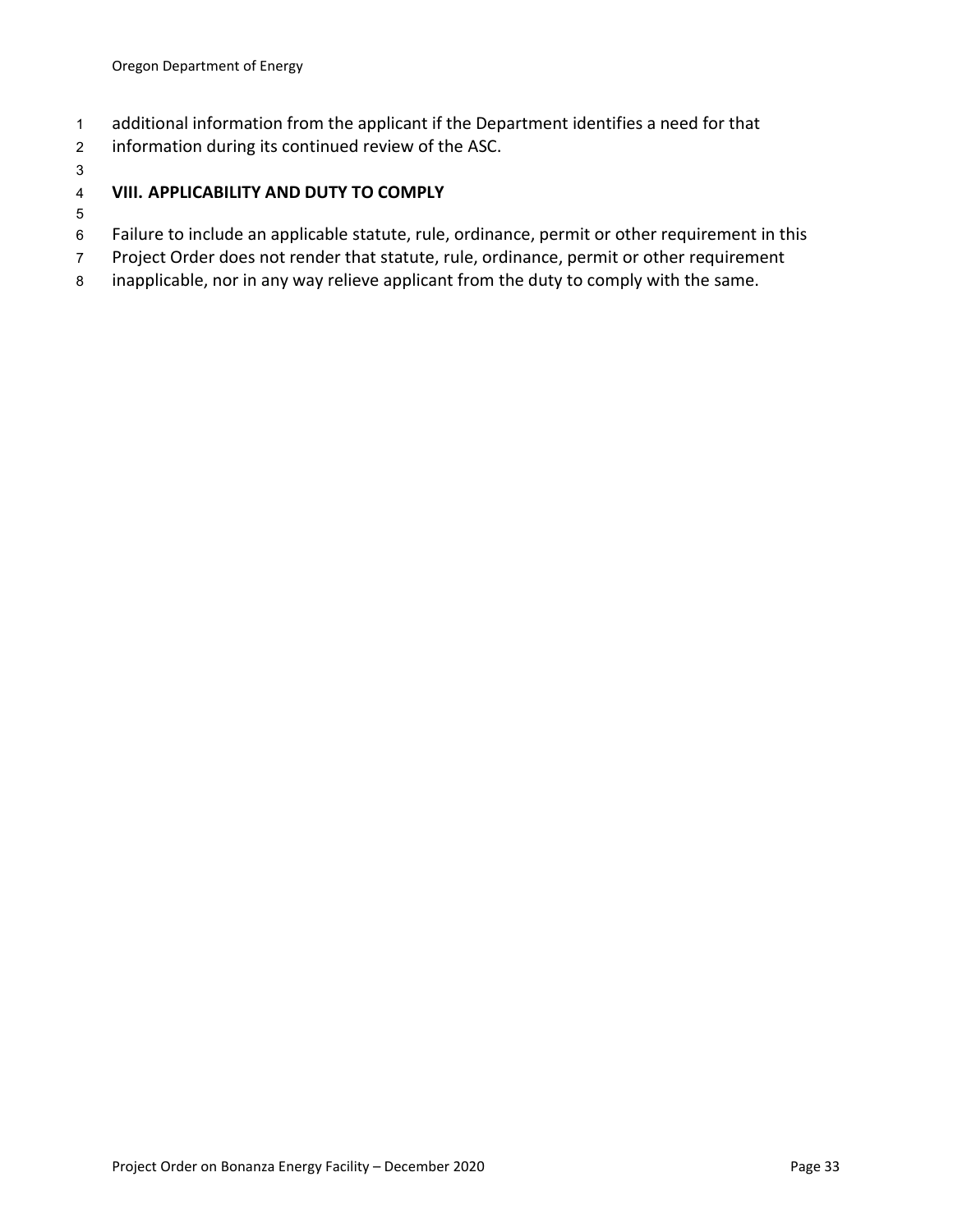additional information from the applicant if the Department identifies a need for that information during its continued review of the ASC.

## VIII. APPLICABILITY AND DUTY TO COMPLY

Failure to include an applicable statute, rule, ordinance, permit or other requirement in this Project Order does not render that statute, rule, ordinance, permit or other requirement inapplicable, nor in any way relieve applicant from the duty to comply with the same.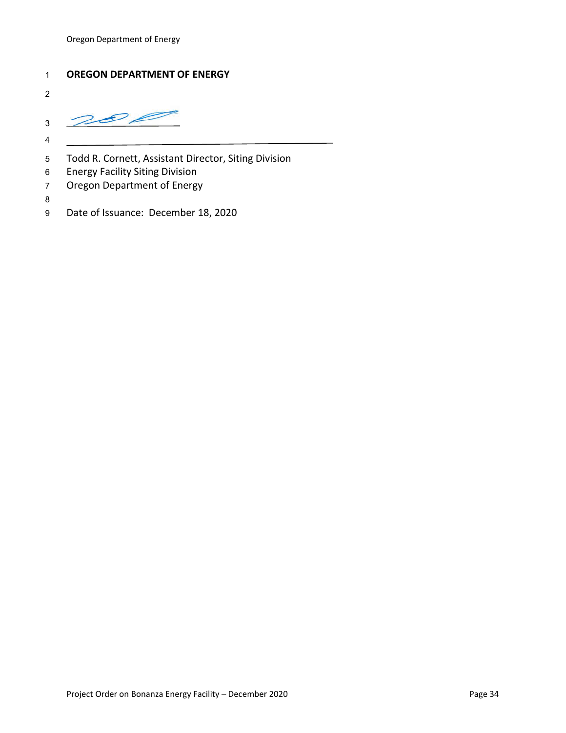**OREGON DEPARTMENT OF ENERGY**

Todd R. Cornett, Assistant Director, Siting Division
Energy Facility Siting Division
Oregon Department of Energy

Date of Issuance: December 18, 2020